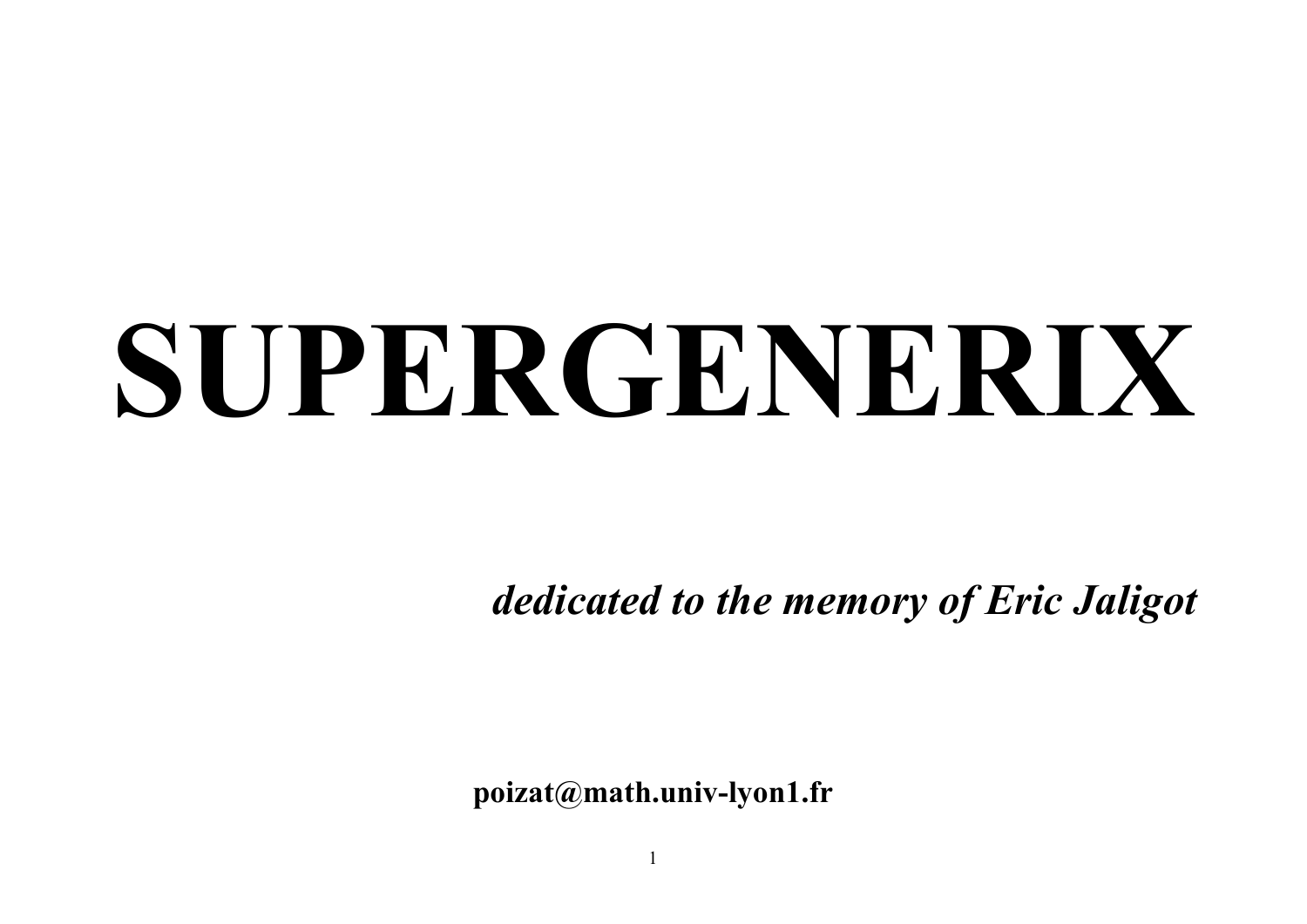# SUPERGENERIX

***dedicated to the memory of Eric Jaligot***

**poizat@math.univ-lyon1.fr**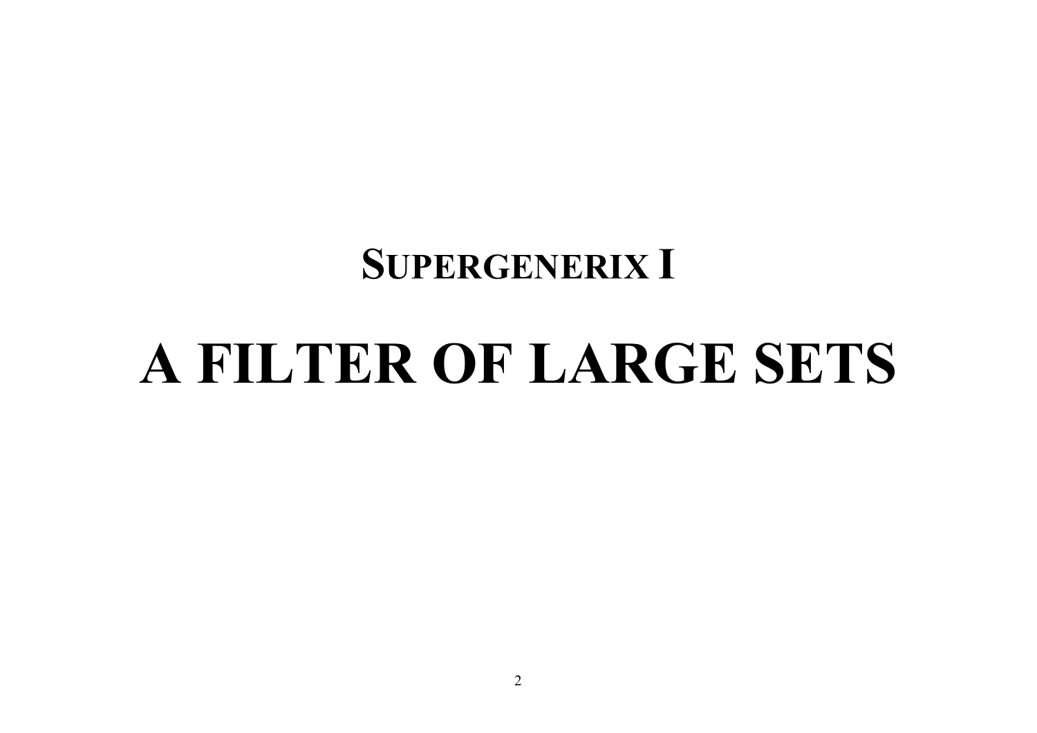## SUPERGENERIX I

# A FILTER OF LARGE SETS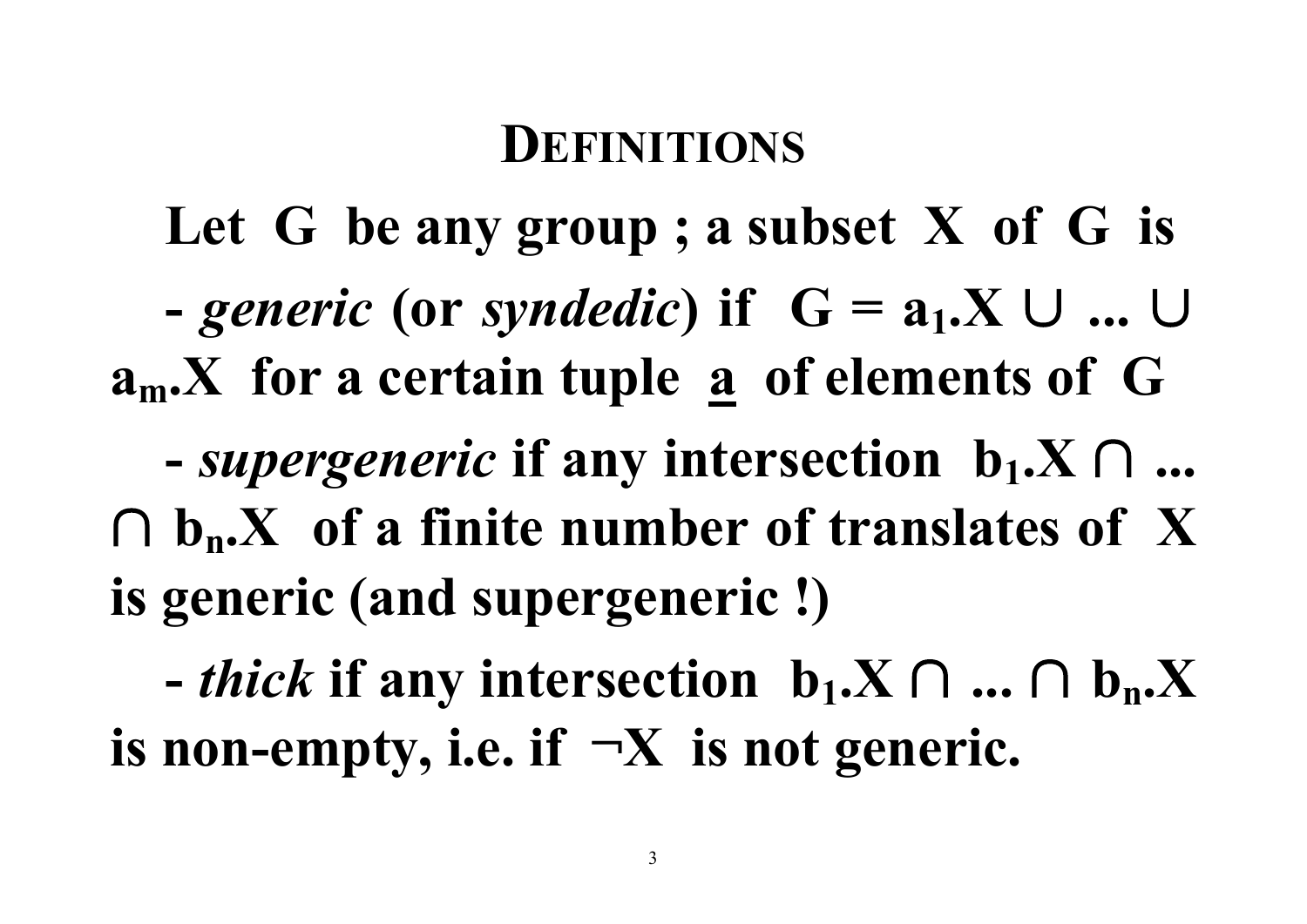# DEFINITIONS

**Let G be any group ; a subset X of G is**

**-** ***generic*** **(or** ***syndedic*****) if** $G = a_1.X \cup ... \cup a_m.X$ **for a certain tuple** $\underline{a}$ **of elements of G**

**-** ***supergeneric*** **if any intersection** $b_1.X \cap ... \cap b_n.X$ **of a finite number of translates of X is generic (and supergeneric !)**

**-** ***thick*** **if any intersection** $b_1.X \cap ... \cap b_n.X$ **is non-empty, i.e. if** $\neg X$ **is not generic.**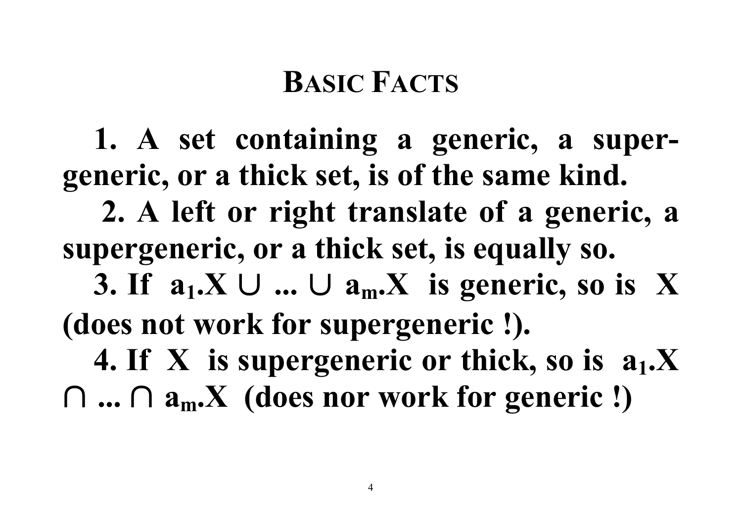# Basic Facts

1. A set containing a generic, a supergeneric, or a thick set, is of the same kind.

2. A left or right translate of a generic, a supergeneric, or a thick set, is equally so.

3. If $a_1.X \cup ... \cup a_m.X$ is generic, so is $X$ (does not work for supergeneric !).

4. If $X$ is supergeneric or thick, so is $a_1.X \cap ... \cap a_m.X$ (does nor work for generic !)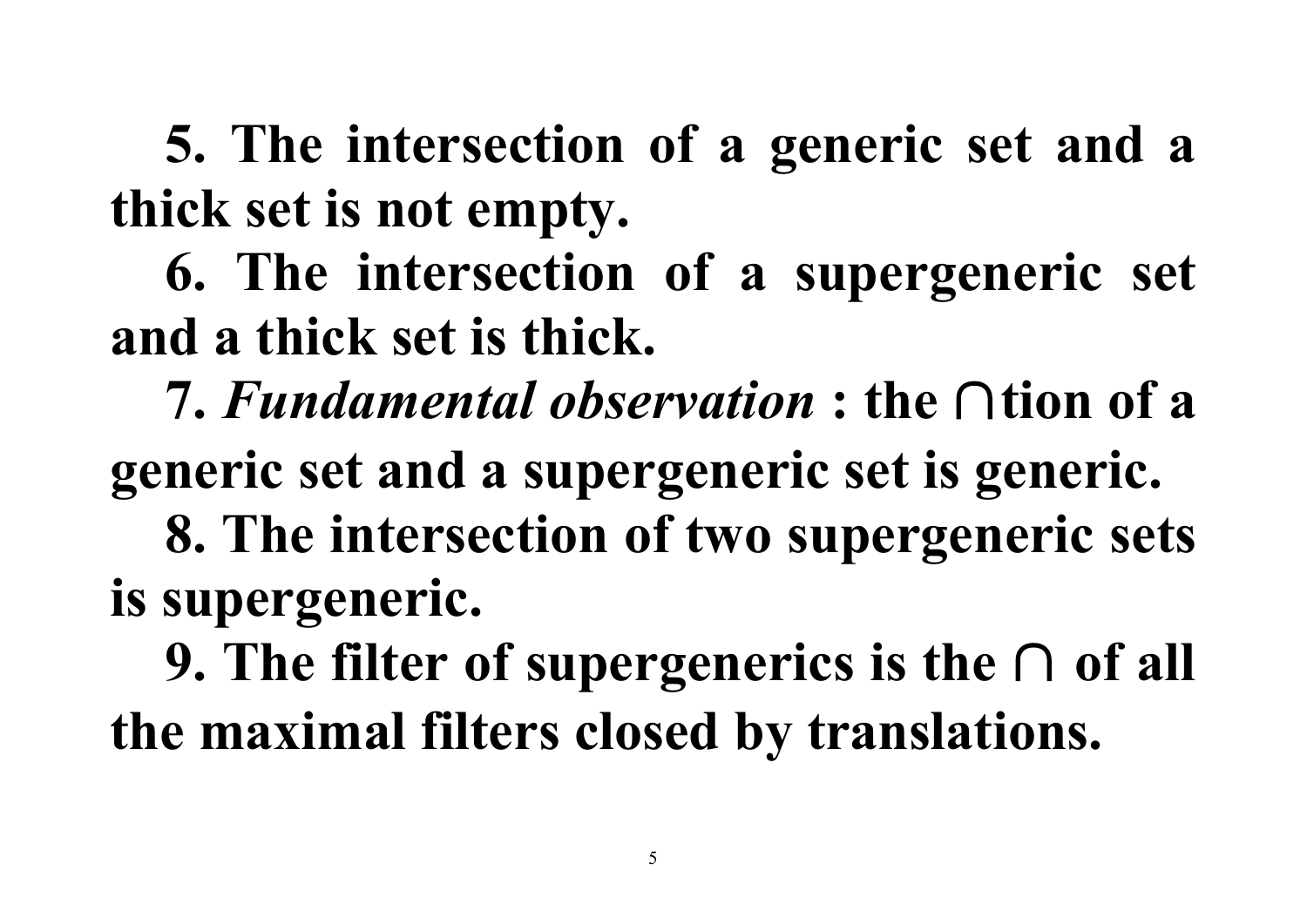**5. The intersection of a generic set and a thick set is not empty.**

**6. The intersection of a supergeneric set and a thick set is thick.**

**7.** ***Fundamental observation*** **: the $\cap$tion of a generic set and a supergeneric set is generic.**

**8. The intersection of two supergeneric sets is supergeneric.**

**9. The filter of supergenerics is the $\cap$ of all the maximal filters closed by translations.**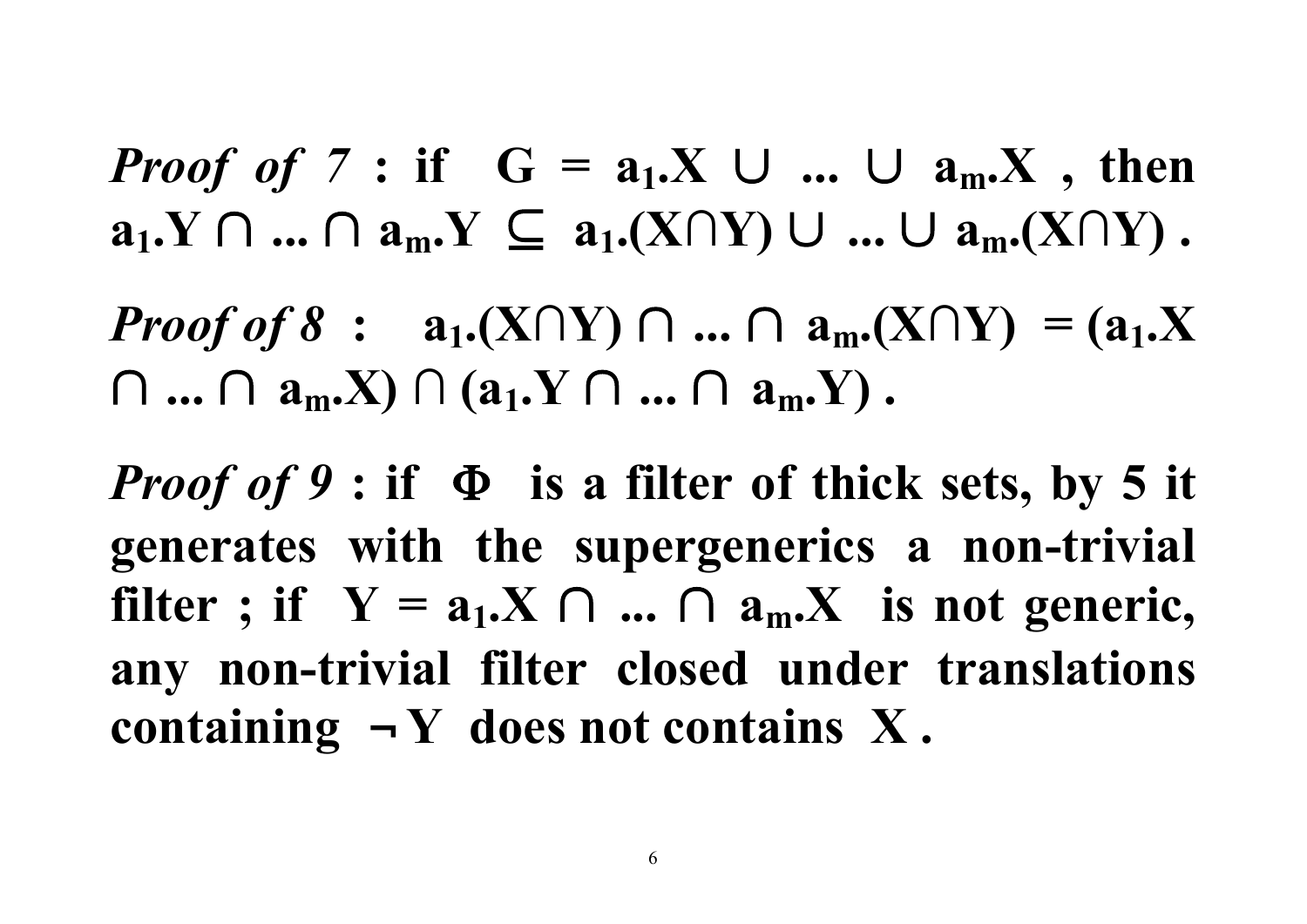***Proof of 7*** **: if $G = a_1.X \cup ... \cup a_m.X$ , then $a_1.Y \cap ... \cap a_m.Y \subseteq a_1.(X \cap Y) \cup ... \cup a_m.(X \cap Y)$ .**

***Proof of 8*** **: $a_1.(X \cap Y) \cap ... \cap a_m.(X \cap Y) = (a_1.X \cap ... \cap a_m.X) \cap (a_1.Y \cap ... \cap a_m.Y)$ .**

***Proof of 9*** **: if $\Phi$ is a filter of thick sets, by 5 it generates with the supergenerics a non-trivial filter ; if $Y = a_1.X \cap ... \cap a_m.X$ is not generic, any non-trivial filter closed under translations containing $\neg Y$ does not contains $X$ .**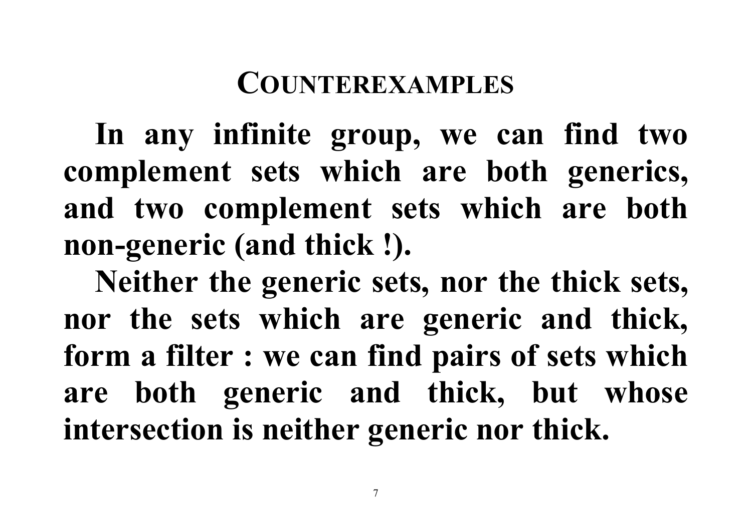## COUNTEREXAMPLES

**In any infinite group, we can find two complement sets which are both generics, and two complement sets which are both non-generic (and thick !).**

**Neither the generic sets, nor the thick sets, nor the sets which are generic and thick, form a filter : we can find pairs of sets which are both generic and thick, but whose intersection is neither generic nor thick.**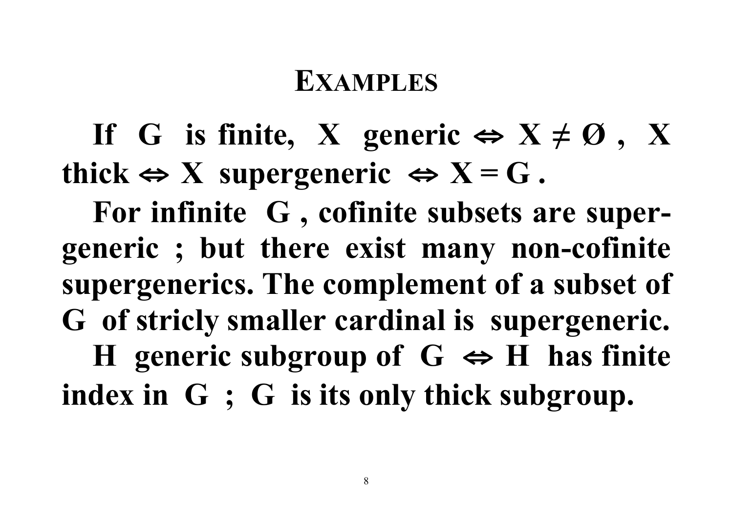# EXAMPLES

**If $G$ is finite, $X$ generic $\Leftrightarrow X \neq \emptyset$, $X$ thick $\Leftrightarrow X$ supergeneric $\Leftrightarrow X = G$.**

**For infinite $G$, cofinite subsets are supergeneric ; but there exist many non-cofinite supergenerics. The complement of a subset of $G$ of stricly smaller cardinal is supergeneric.**

**$H$ generic subgroup of $G$ $\Leftrightarrow$ $H$ has finite index in $G$ ; $G$ is its only thick subgroup.**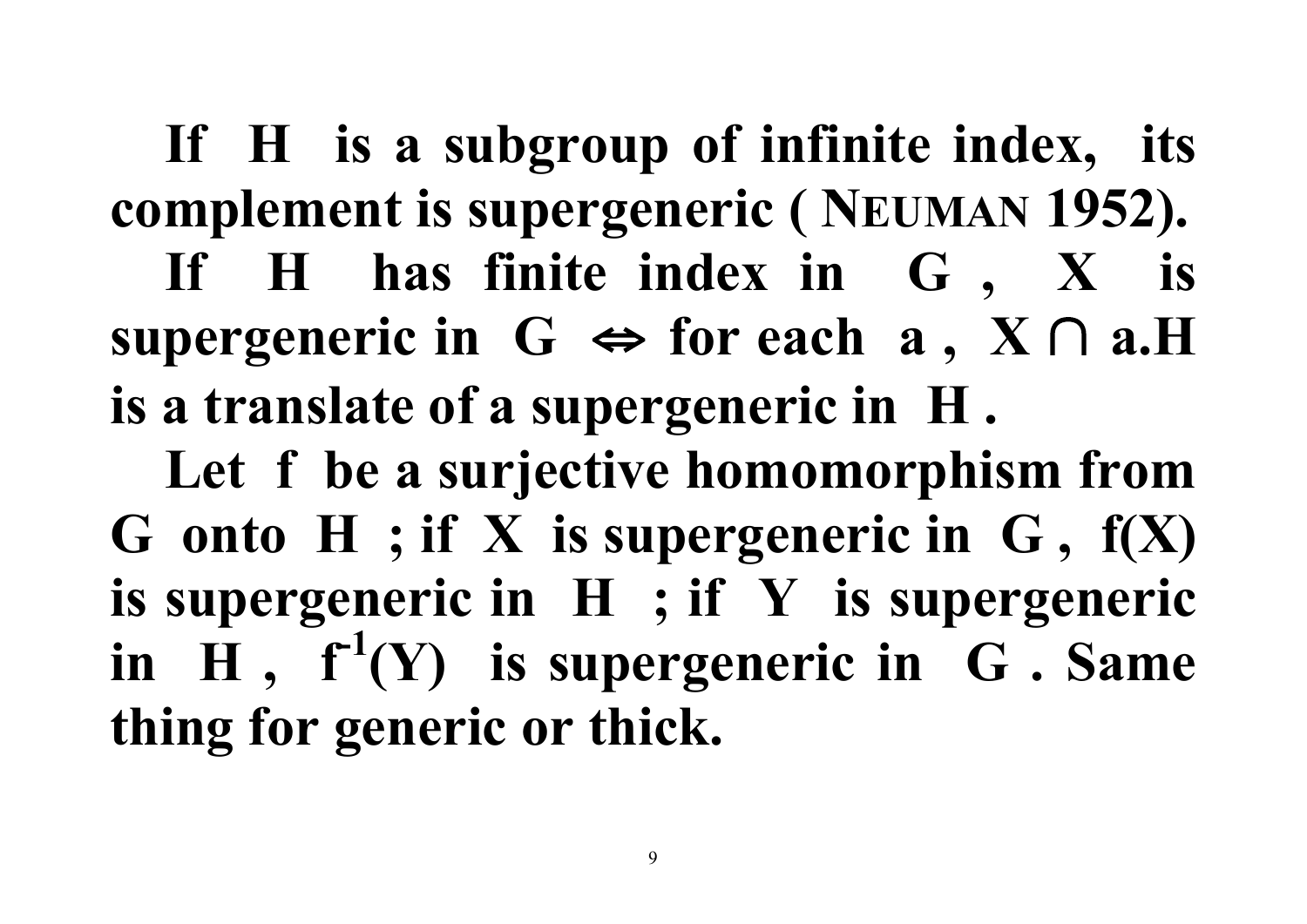**If $H$ is a subgroup of infinite index, its complement is supergeneric ( NEUMAN 1952).**

**If $H$ has finite index in $G$, $X$ is supergeneric in $G \Leftrightarrow$ for each $a$, $X \cap a.H$ is a translate of a supergeneric in $H$.**

**Let $f$ be a surjective homomorphism from $G$ onto $H$ ; if $X$ is supergeneric in $G$, $f(X)$ is supergeneric in $H$ ; if $Y$ is supergeneric in $H$, $f^{-1}(Y)$ is supergeneric in $G$. Same thing for generic or thick.**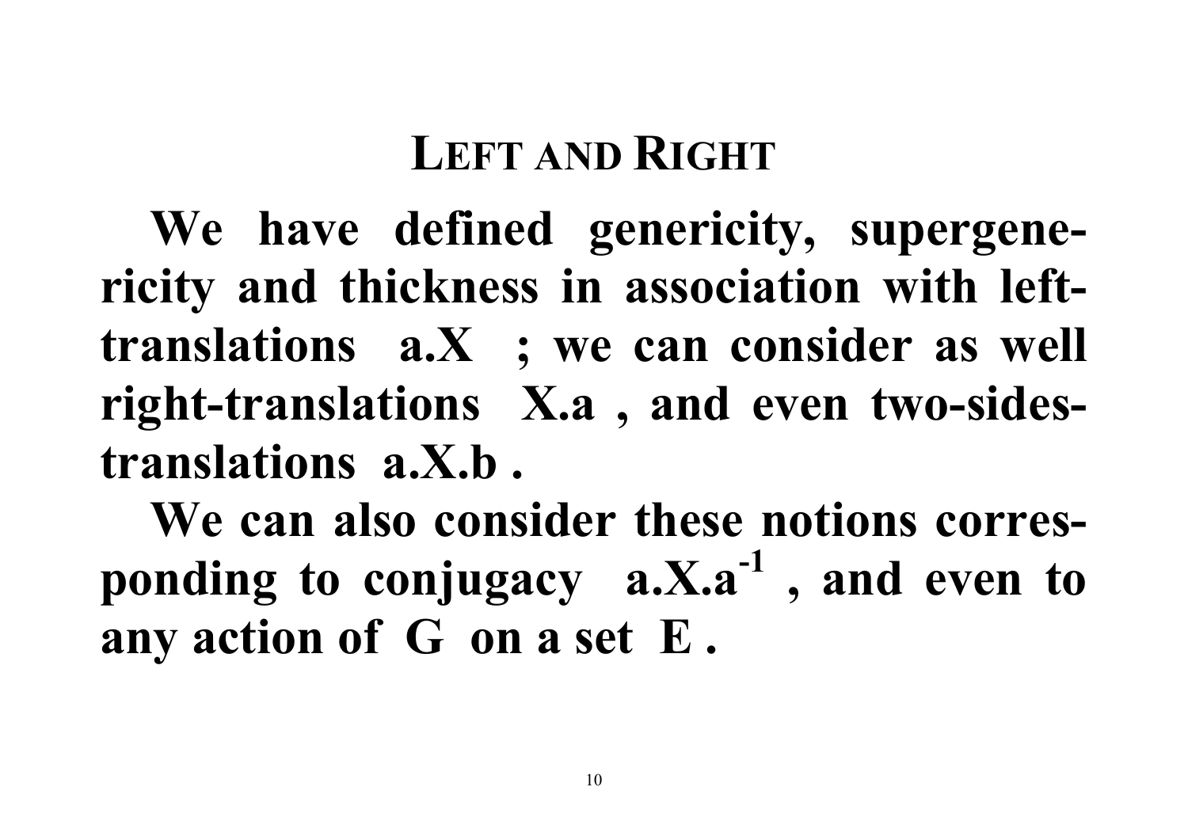## LEFT AND RIGHT

**We have defined genericity, supergenericity and thickness in association with left-translations $a.X$ ; we can consider as well right-translations $X.a$ , and even two-sides-translations $a.X.b$ .**

**We can also consider these notions corresponding to conjugacy $a.X.a^{-1}$ , and even to any action of $G$ on a set $E$ .**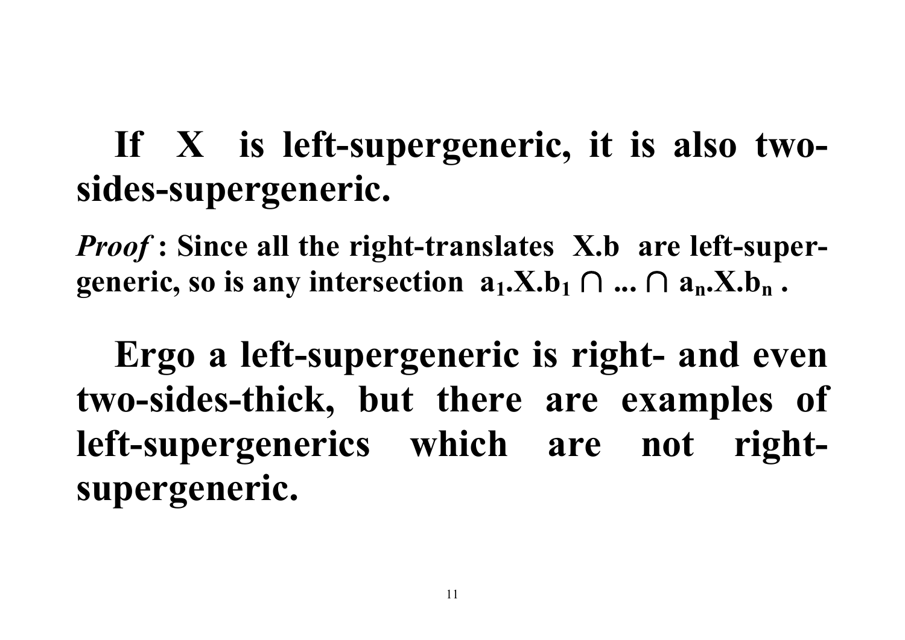**If $X$ is left-supergeneric, it is also two-sides-supergeneric.**

***Proof*** **: Since all the right-translates $X.b$ are left-super-generic, so is any intersection $a_1.X.b_1 \cap ... \cap a_n.X.b_n$ .**

**Ergo a left-supergeneric is right- and even two-sides-thick, but there are examples of left-supergenerics which are not right-supergeneric.**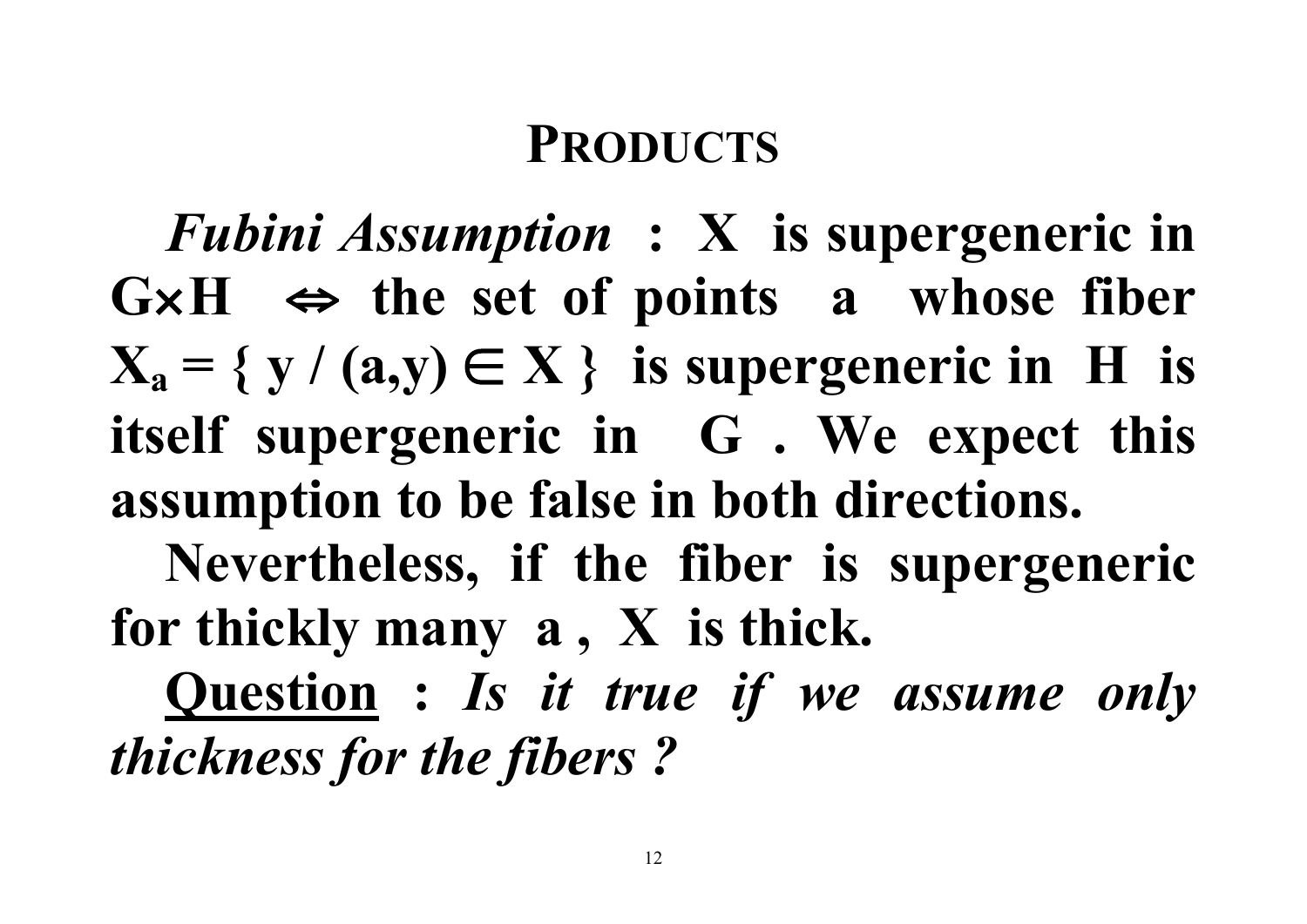# PRODUCTS

***Fubini Assumption*** **: $X$ is supergeneric in $G \times H$ $\Leftrightarrow$ the set of points $a$ whose fiber $X_a = \{ y / (a,y) \in X \}$ is supergeneric in $H$ is itself supergeneric in $G$ . We expect this assumption to be false in both directions.**

**Nevertheless, if the fiber is supergeneric for thickly many $a$ , $X$ is thick.**

**<u>Question</u> :** ***Is it true if we assume only thickness for the fibers ?***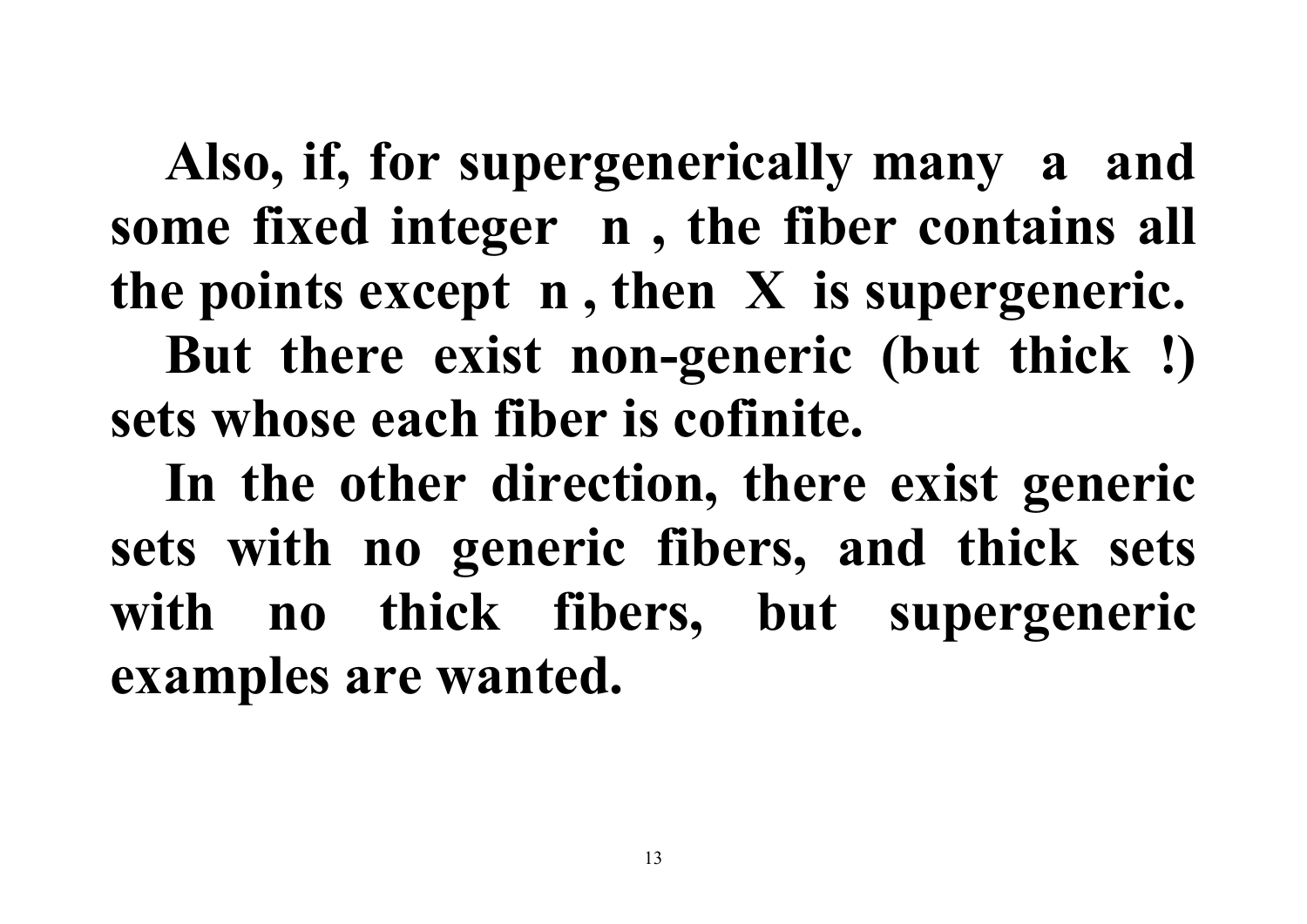**Also, if, for supergenerically many $a$ and some fixed integer $n$ , the fiber contains all the points except $n$ , then $X$ is supergeneric.**

**But there exist non-generic (but thick !) sets whose each fiber is cofinite.**

**In the other direction, there exist generic sets with no generic fibers, and thick sets with no thick fibers, but supergeneric examples are wanted.**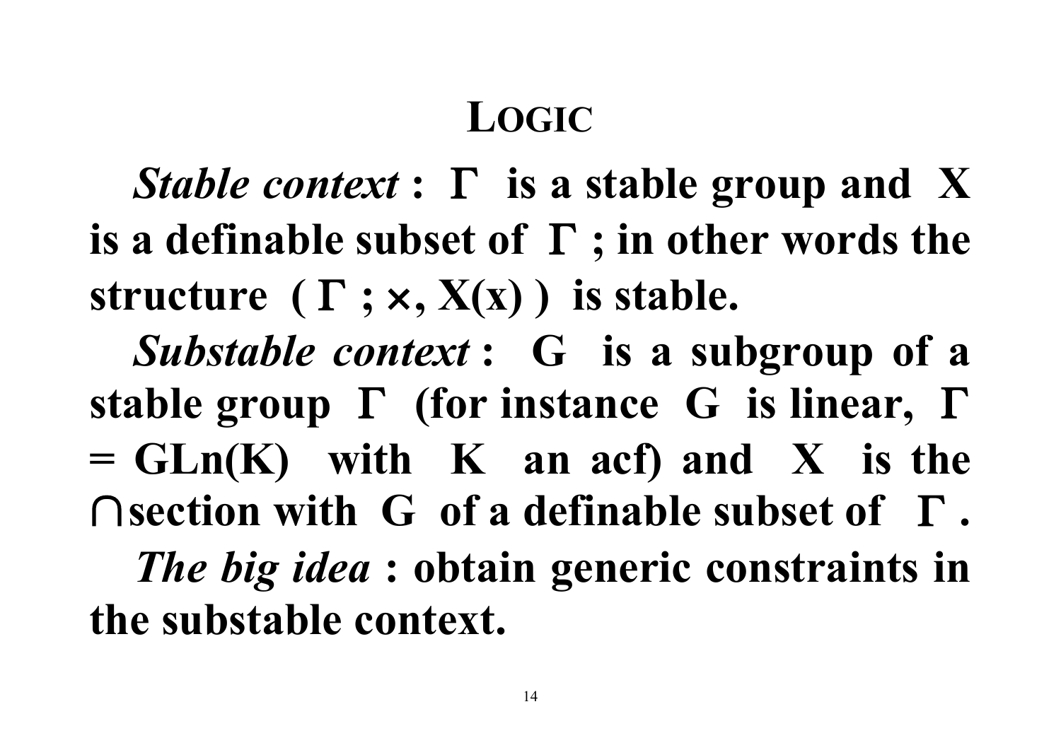# LOGIC

*Stable context* **:** $\Gamma$ **is a stable group and** $X$ **is a definable subset of** $\Gamma$ **; in other words the structure** $(\Gamma ; \times, X(x))$ **is stable.**

*Substable context* **:** $G$ **is a subgroup of a stable group** $\Gamma$ **(for instance** $G$ **is linear,** $\Gamma = GLn(K)$ **with** $K$ **an acf) and** $X$ **is the** $\cap$**section with** $G$ **of a definable subset of** $\Gamma$ **.**

*The big idea* **: obtain generic constraints in the substable context.**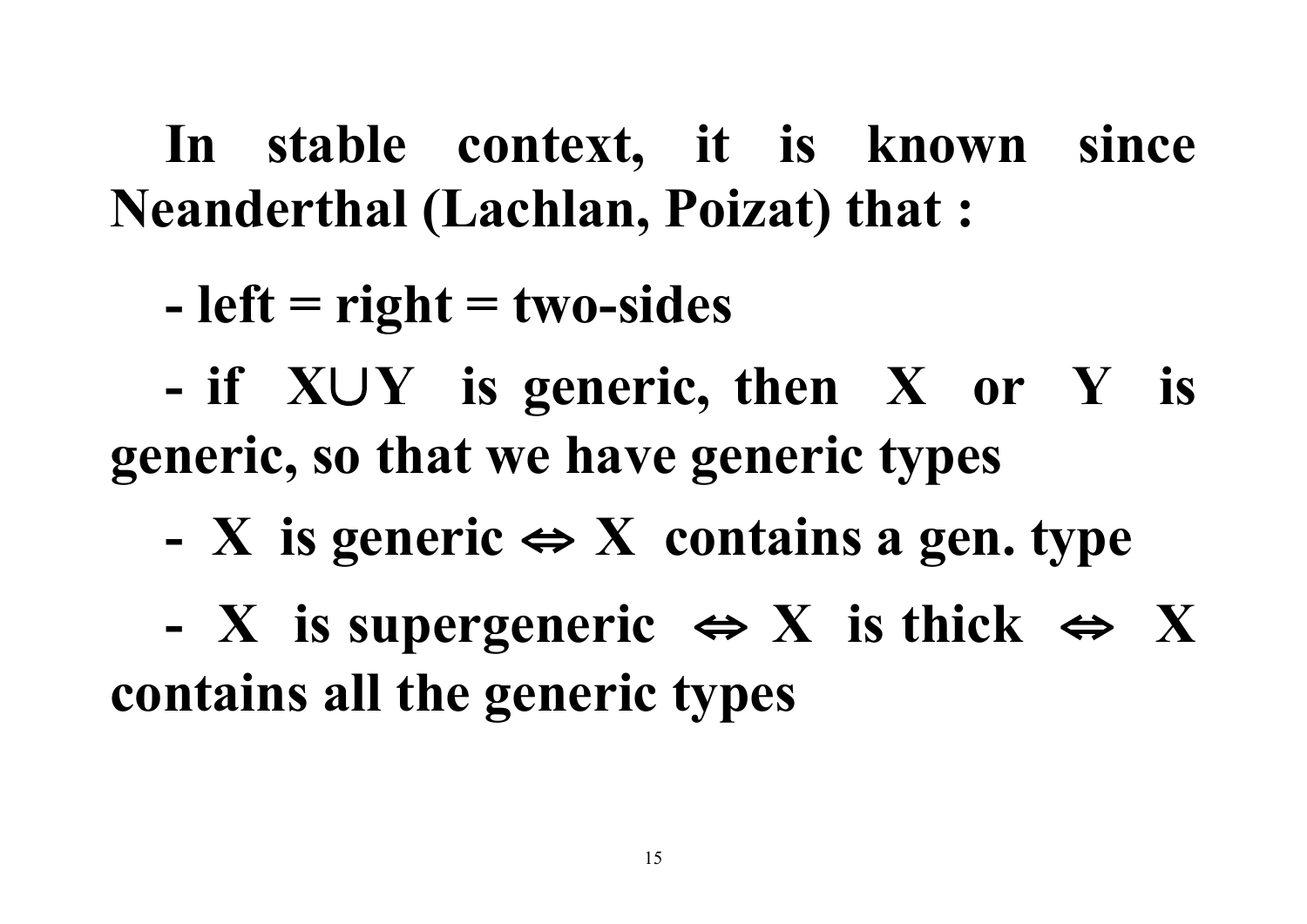**In stable context, it is known since Neanderthal (Lachlan, Poizat) that :**

**- left = right = two-sides**

**- if $X \cup Y$ is generic, then $X$ or $Y$ is generic, so that we have generic types**

**- $X$ is generic $\Leftrightarrow$ $X$ contains a gen. type**

**- $X$ is supergeneric $\Leftrightarrow$ $X$ is thick $\Leftrightarrow$ $X$ contains all the generic types**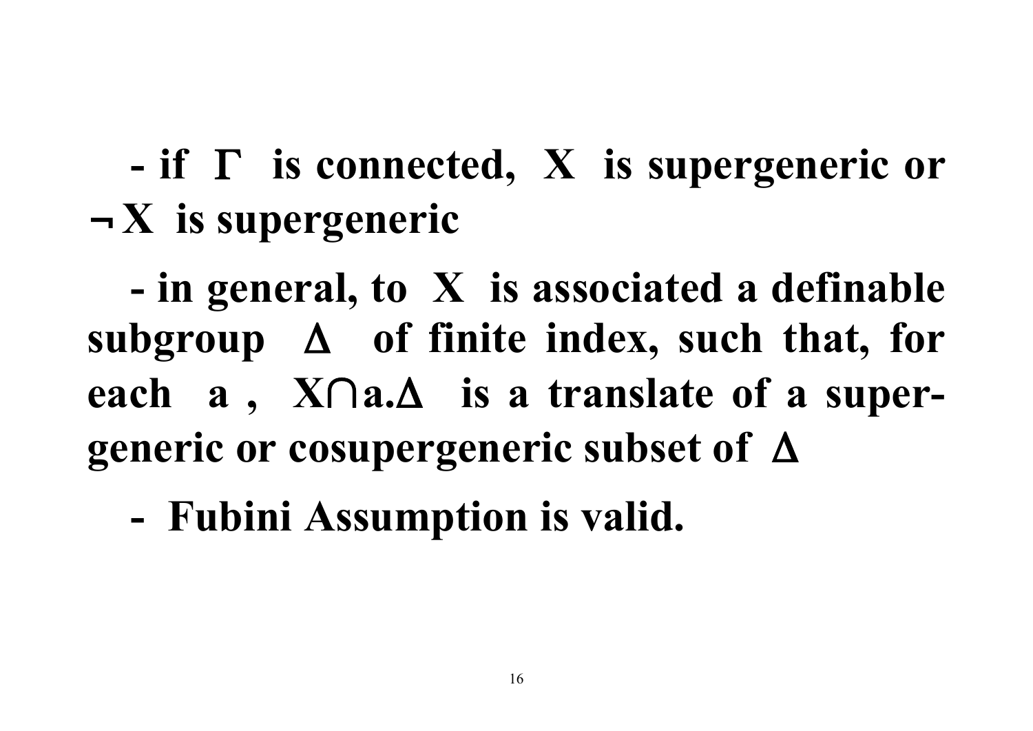**- if $\Gamma$ is connected, $X$ is supergeneric or $\neg X$ is supergeneric**

**- in general, to $X$ is associated a definable subgroup $\Delta$ of finite index, such that, for each $a$, $X \cap a.\Delta$ is a translate of a supergeneric or cosupergeneric subset of $\Delta$**

**- Fubini Assumption is valid.**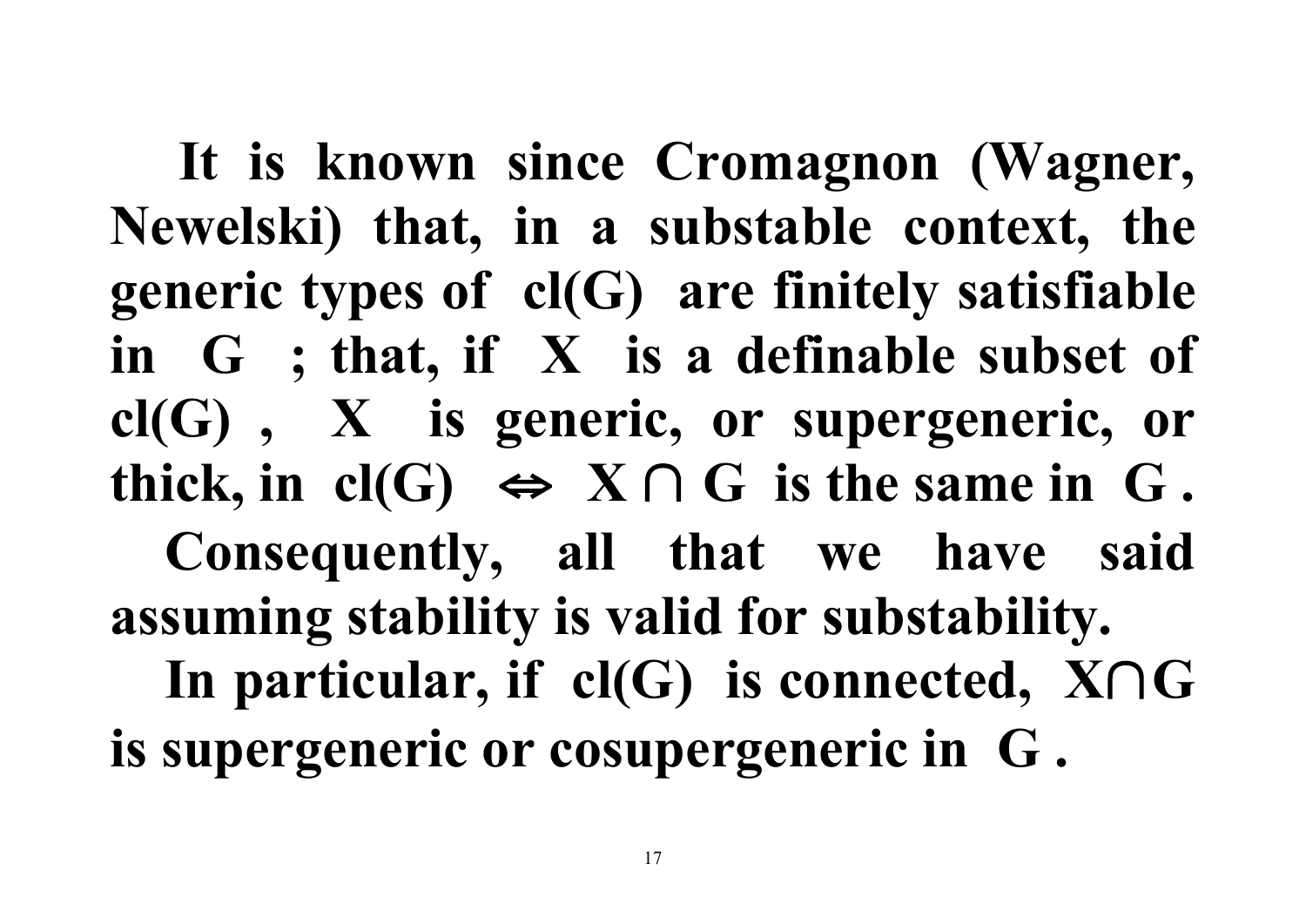**It is known since Cromagnon (Wagner, Newelski) that, in a substable context, the generic types of cl(G) are finitely satisfiable in G ; that, if X is a definable subset of cl(G) , X is generic, or supergeneric, or thick, in cl(G) $\Leftrightarrow$ $X \cap G$ is the same in G .**

**Consequently, all that we have said assuming stability is valid for substability.**

**In particular, if cl(G) is connected, $X \cap G$ is supergeneric or cosupergeneric in G .**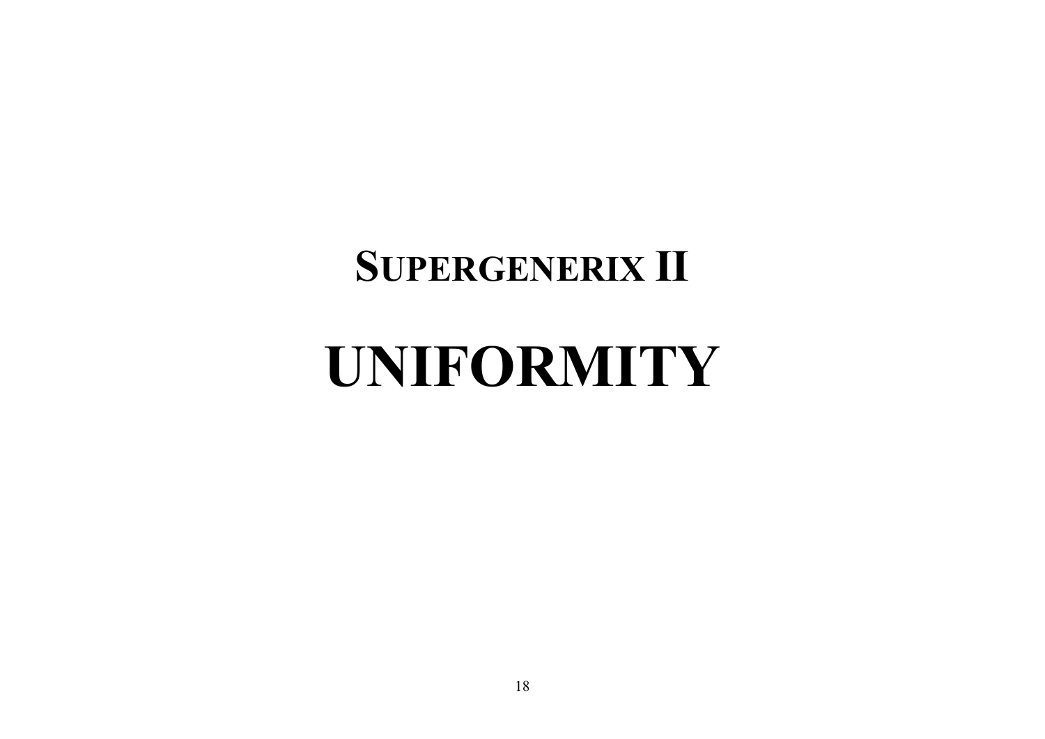# SUPERGENERIX II

# UNIFORMITY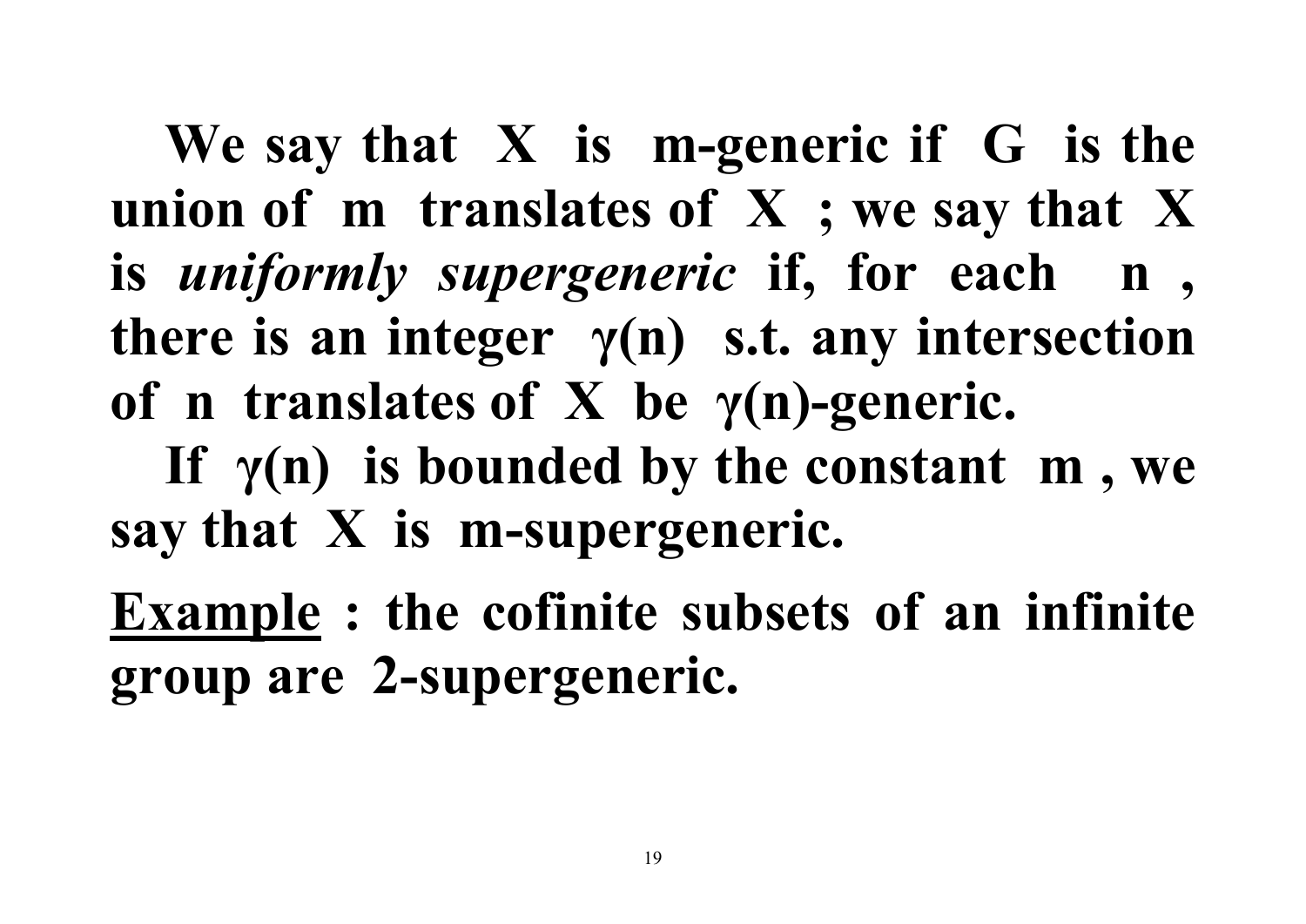**We say that $X$ is $m$-generic if $G$ is the union of $m$ translates of $X$ ; we say that $X$ is *uniformly supergeneric* if, for each $n$ , there is an integer $\gamma(n)$ s.t. any intersection of $n$ translates of $X$ be $\gamma(n)$-generic.**

**If $\gamma(n)$ is bounded by the constant $m$ , we say that $X$ is $m$-supergeneric.**

**<u>Example</u> : the cofinite subsets of an infinite group are 2-supergeneric.**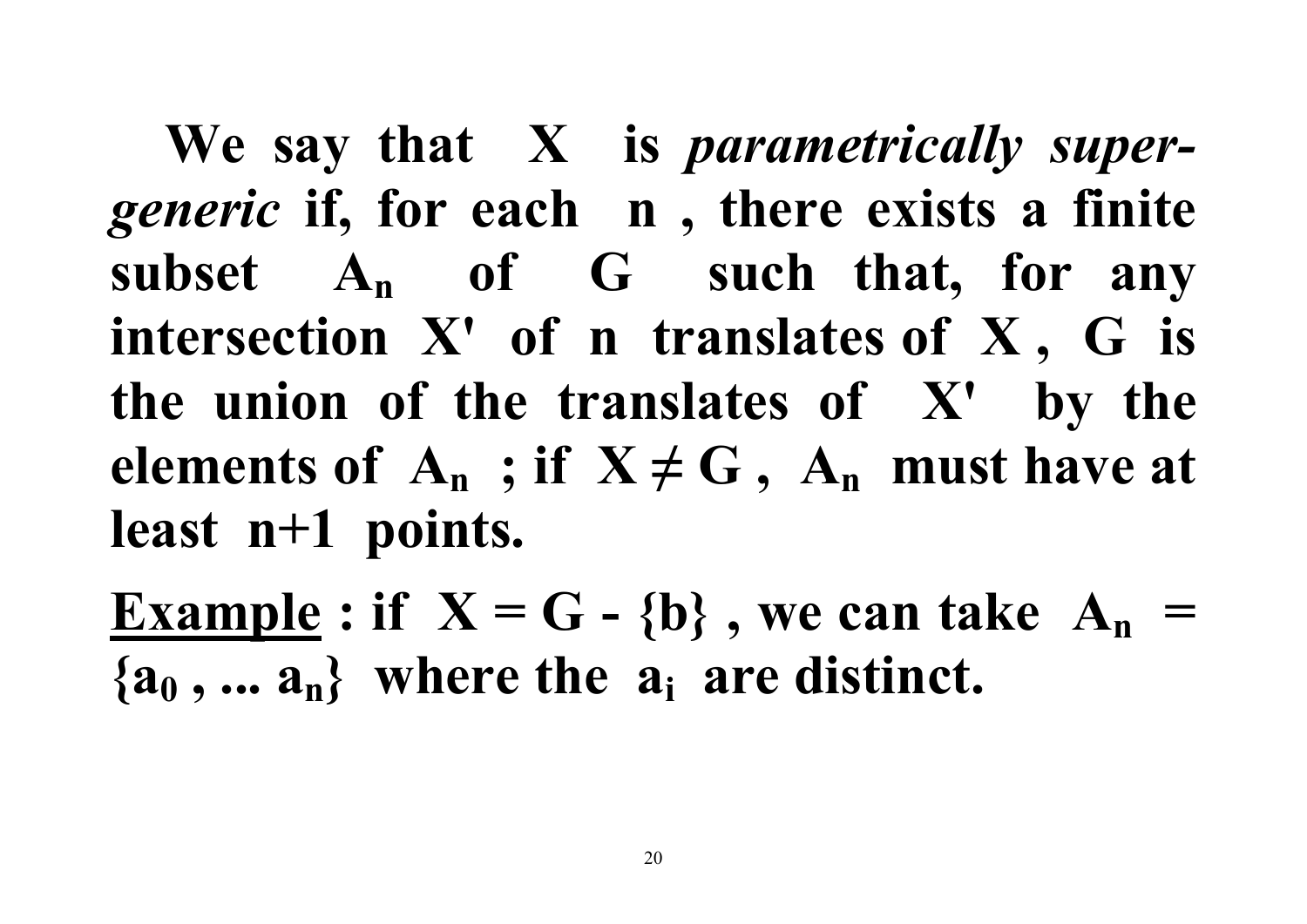**We say that $X$ is *parametrically super-generic* if, for each $n$, there exists a finite subset $A_n$ of $G$ such that, for any intersection $X'$ of $n$ translates of $X$, $G$ is the union of the translates of $X'$ by the elements of $A_n$; if $X \neq G$, $A_n$ must have at least $n+1$ points.**

**Example : if $X = G - \{b\}$, we can take $A_n = \{a_0, \ldots a_n\}$ where the $a_i$ are distinct.**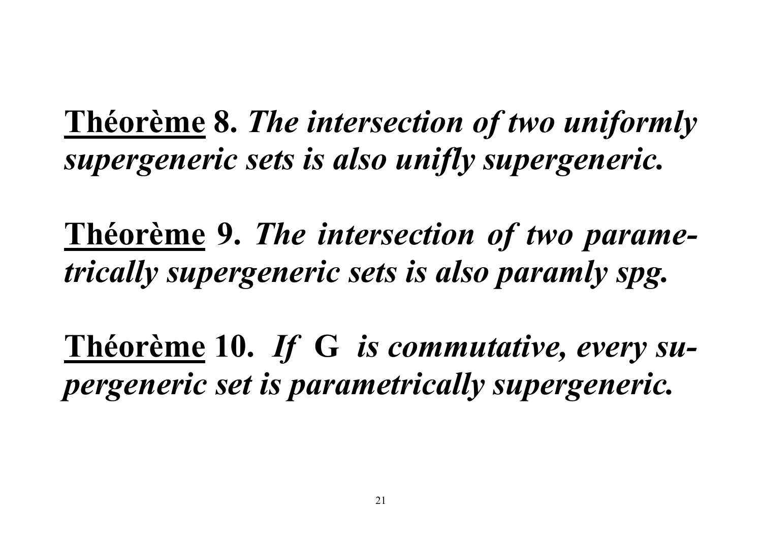**<u>Théorème</u> 8.** ***The intersection of two uniformly supergeneric sets is also unifly supergeneric.***

**<u>Théorème</u> 9.** ***The intersection of two parametrically supergeneric sets is also paramly spg.***

**<u>Théorème</u> 10.** ***If* G *is commutative, every supergeneric set is parametrically supergeneric.***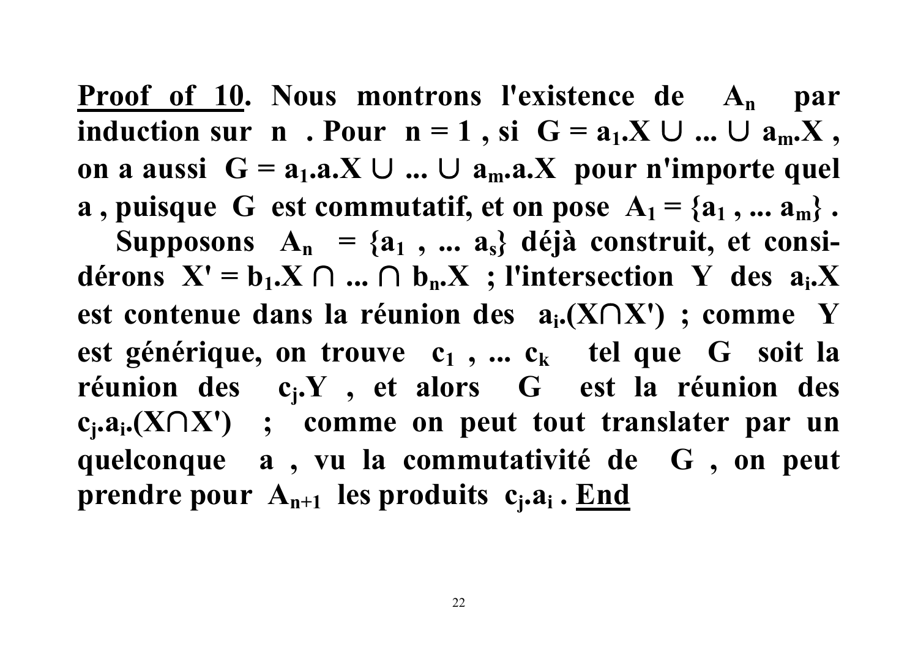**<u>Proof of 10</u>. Nous montrons l'existence de $A_n$ par induction sur $n$ . Pour $n = 1$ , si $G = a_1.X \cup ... \cup a_m.X$ , on a aussi $G = a_1.a.X \cup ... \cup a_m.a.X$ pour n'importe quel $a$ , puisque $G$ est commutatif, et on pose $A_1 = \{a_1 , ... a_m\}$ .**

**Supposons $A_n = \{a_1 , ... a_s\}$ déjà construit, et considérons $X' = b_1.X \cap ... \cap b_n.X$ ; l'intersection $Y$ des $a_i.X$ est contenue dans la réunion des $a_i.(X \cap X')$ ; comme $Y$ est générique, on trouve $c_1 , ... c_k$ tel que $G$ soit la réunion des $c_j.Y$ , et alors $G$ est la réunion des $c_j.a_i.(X \cap X')$ ; comme on peut tout translater par un quelconque $a$ , vu la commutativité de $G$ , on peut prendre pour $A_{n+1}$ les produits $c_j.a_i$ . <u>End</u>**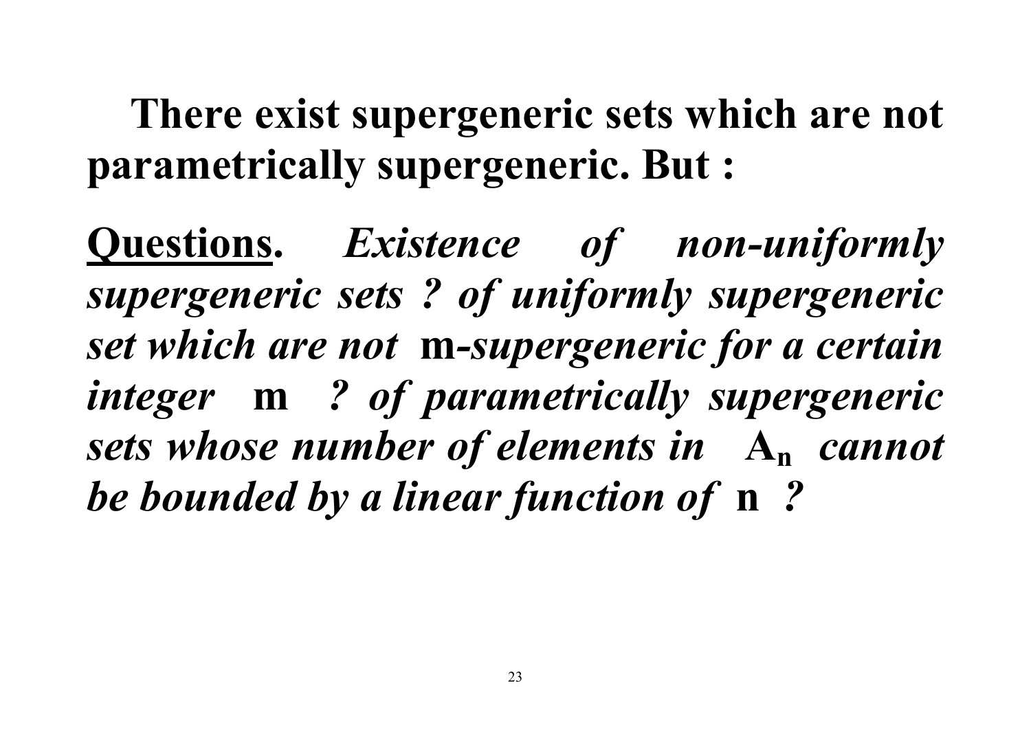**There exist supergeneric sets which are not parametrically supergeneric. But :**

**<u>Questions</u>.** ***Existence of non-uniformly supergeneric sets ? of uniformly supergeneric set which are not* m*-supergeneric for a certain integer* m *? of parametrically supergeneric sets whose number of elements in* $A_n$ *cannot be bounded by a linear function of* n *?***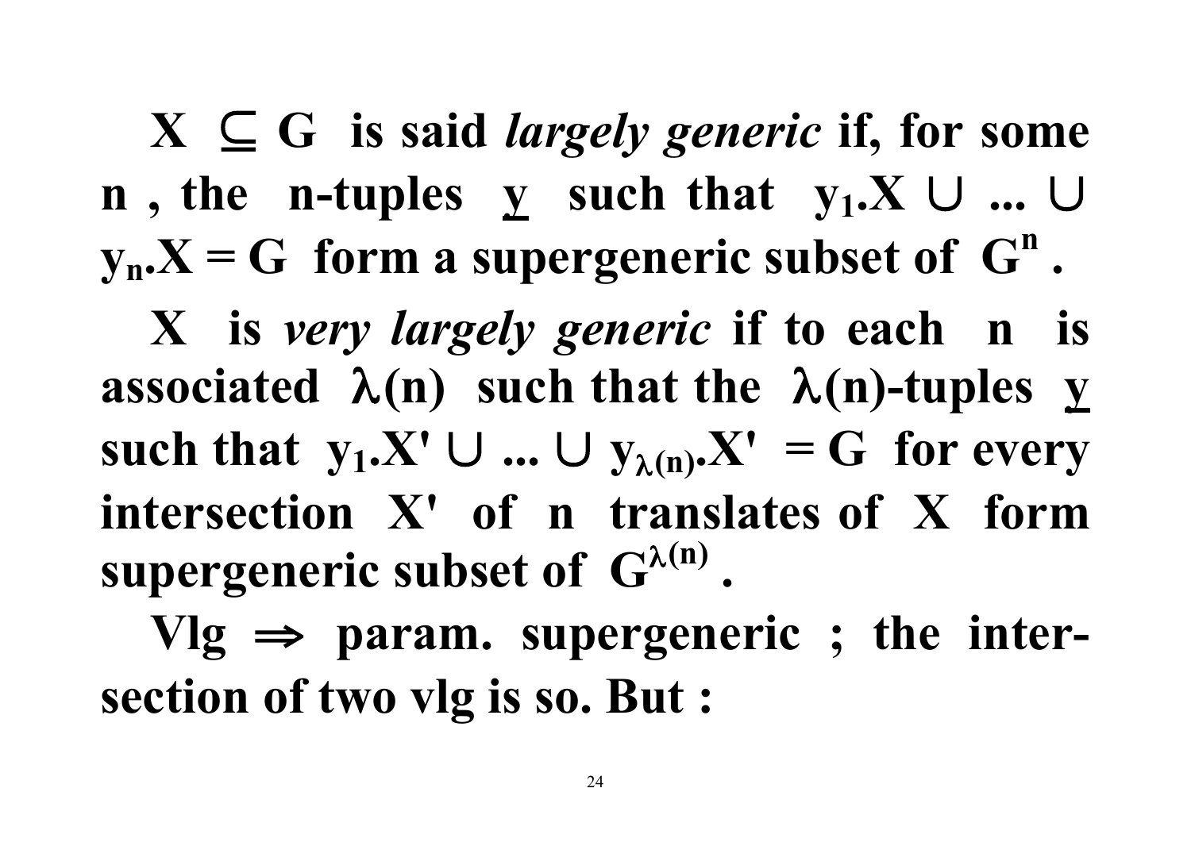**$X \subseteq G$ is said *largely generic* if, for some $n$, the $n$-tuples $\underline{y}$ such that $y_1.X \cup \ldots \cup y_n.X = G$ form a supergeneric subset of $G^n$.**

**$X$ is *very largely generic* if to each $n$ is associated $\lambda(n)$ such that the $\lambda(n)$-tuples $\underline{y}$ such that $y_1.X' \cup \ldots \cup y_{\lambda(n)}.X' = G$ for every intersection $X'$ of $n$ translates of $X$ form supergeneric subset of $G^{\lambda(n)}$.**

**Vlg $\Rightarrow$ param. supergeneric ; the intersection of two vlg is so. But :**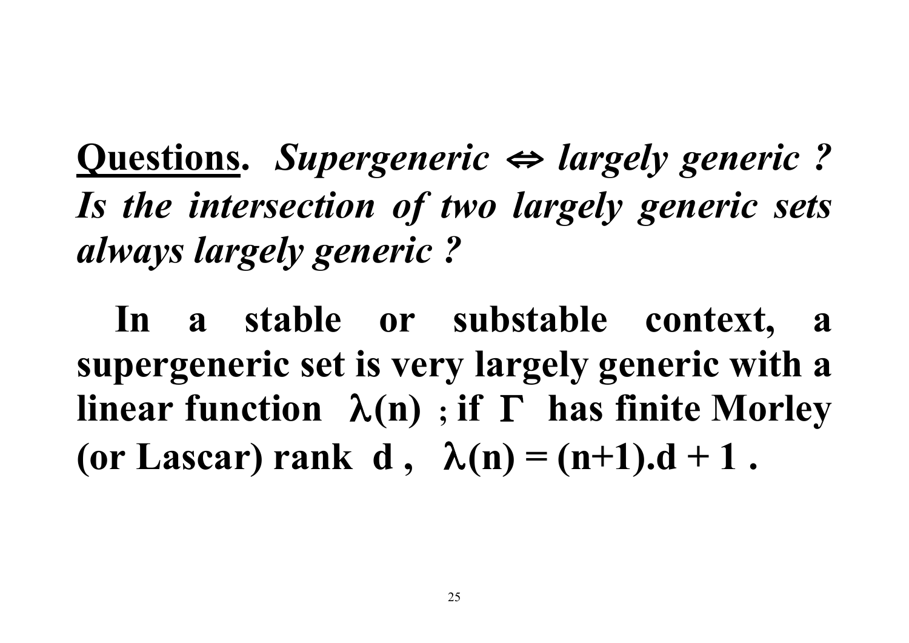**<u>Questions</u>.** ***Supergeneric $\Leftrightarrow$ largely generic ? Is the intersection of two largely generic sets always largely generic ?***

**In a stable or substable context, a supergeneric set is very largely generic with a linear function $\lambda(n)$ ; if $\Gamma$ has finite Morley (or Lascar) rank d , $\lambda(n) = (n+1).d + 1$ .**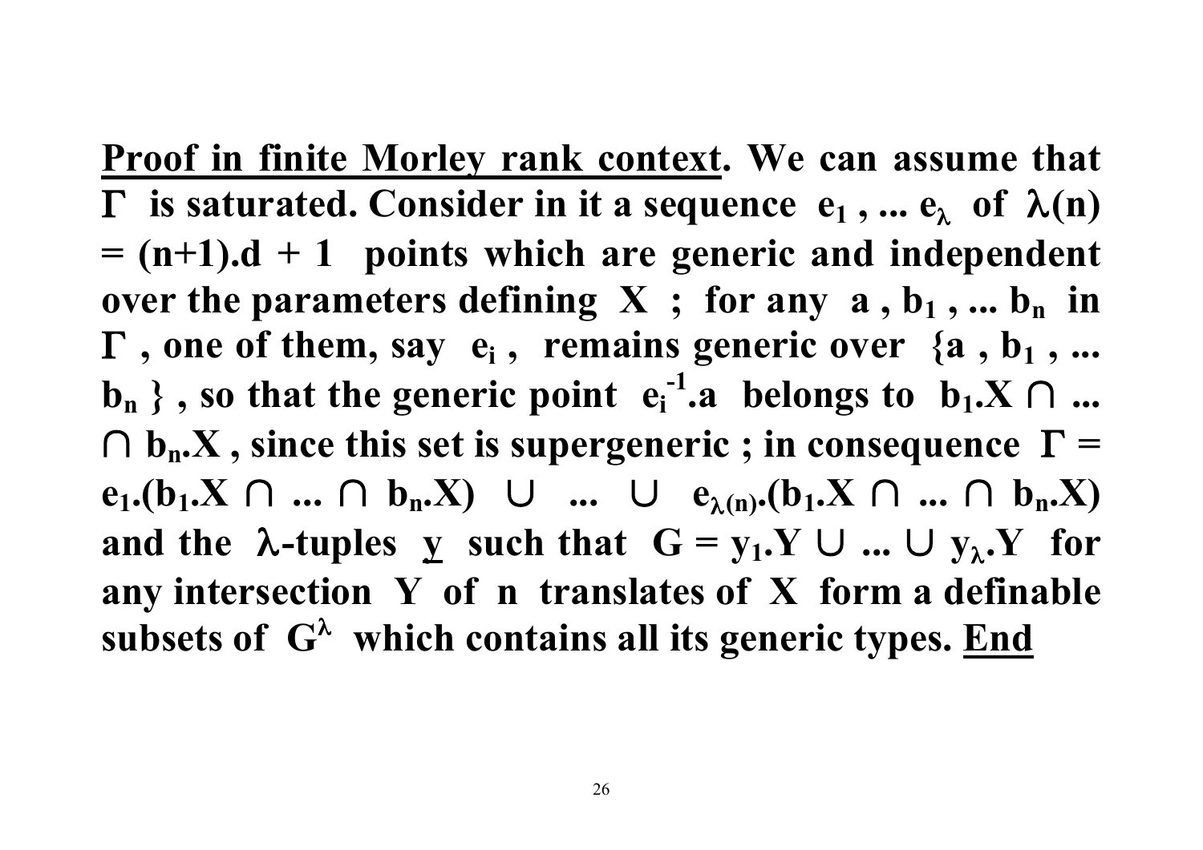**<u>Proof in finite Morley rank context</u>. We can assume that $\Gamma$ is saturated. Consider in it a sequence $e_1, \ldots e_\lambda$ of $\lambda(n) = (n+1).d + 1$ points which are generic and independent over the parameters defining $X$ ; for any $a, b_1, \ldots b_n$ in $\Gamma$, one of them, say $e_i$, remains generic over $\{a, b_1, \ldots b_n\}$, so that the generic point $e_i^{-1}.a$ belongs to $b_1.X \cap \ldots \cap b_n.X$, since this set is supergeneric ; in consequence $\Gamma = e_1.(b_1.X \cap \ldots \cap b_n.X) \cup \ldots \cup e_{\lambda(n)}.(b_1.X \cap \ldots \cap b_n.X)$ and the $\lambda$-tuples $\underline{y}$ such that $G = y_1.Y \cup \ldots \cup y_\lambda.Y$ for any intersection $Y$ of $n$ translates of $X$ form a definable subsets of $G^\lambda$ which contains all its generic types. <u>End</u>**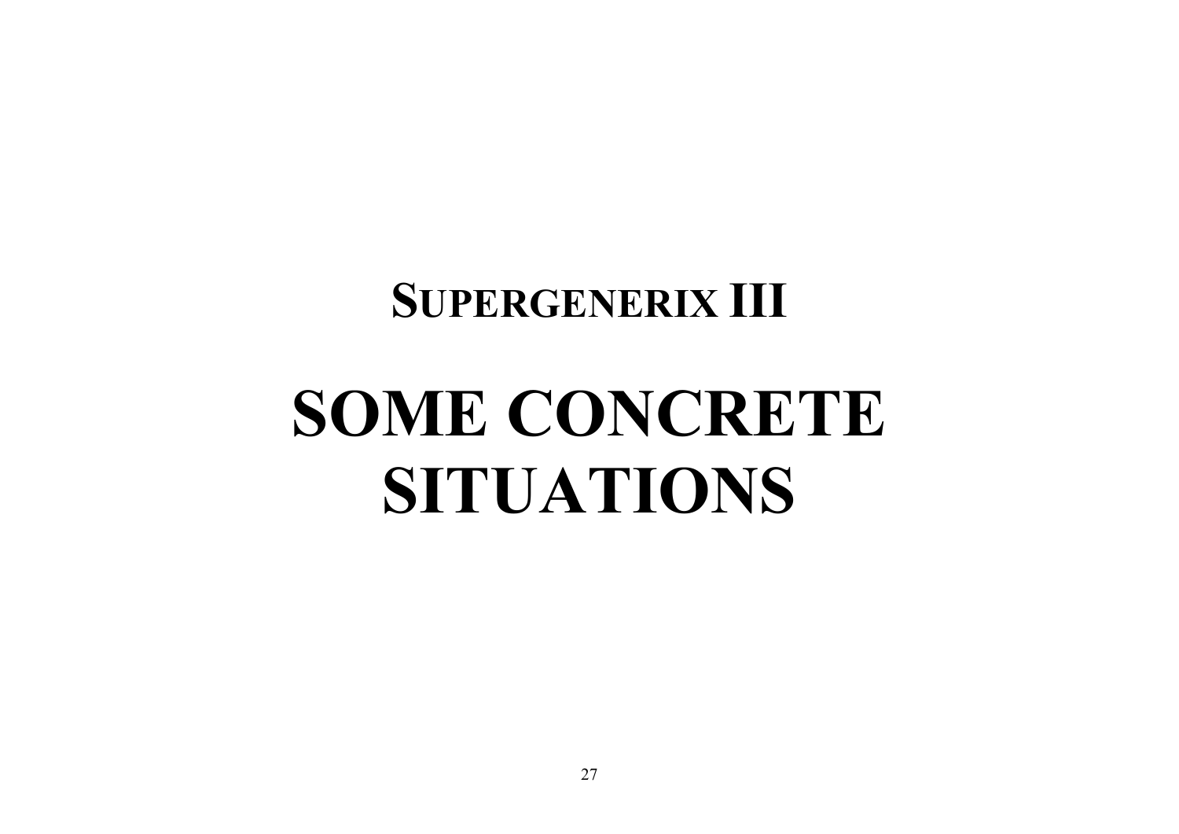## SUPERGENERIX III

# SOME CONCRETE SITUATIONS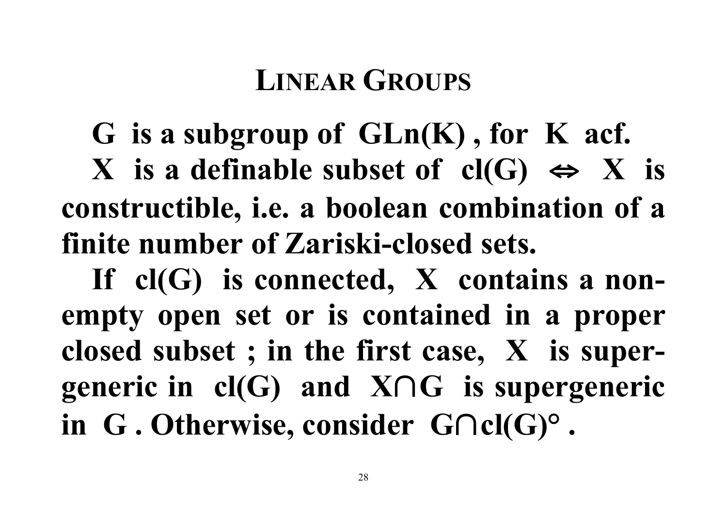# Linear Groups

**$G$ is a subgroup of $GLn(K)$ , for $K$ acf.**

**$X$ is a definable subset of $cl(G)$ $\Leftrightarrow$ $X$ is constructible, i.e. a boolean combination of a finite number of Zariski-closed sets.**

**If $cl(G)$ is connected, $X$ contains a non-empty open set or is contained in a proper closed subset ; in the first case, $X$ is super-generic in $cl(G)$ and $X \cap G$ is supergeneric in $G$ . Otherwise, consider $G \cap cl(G)°$ .**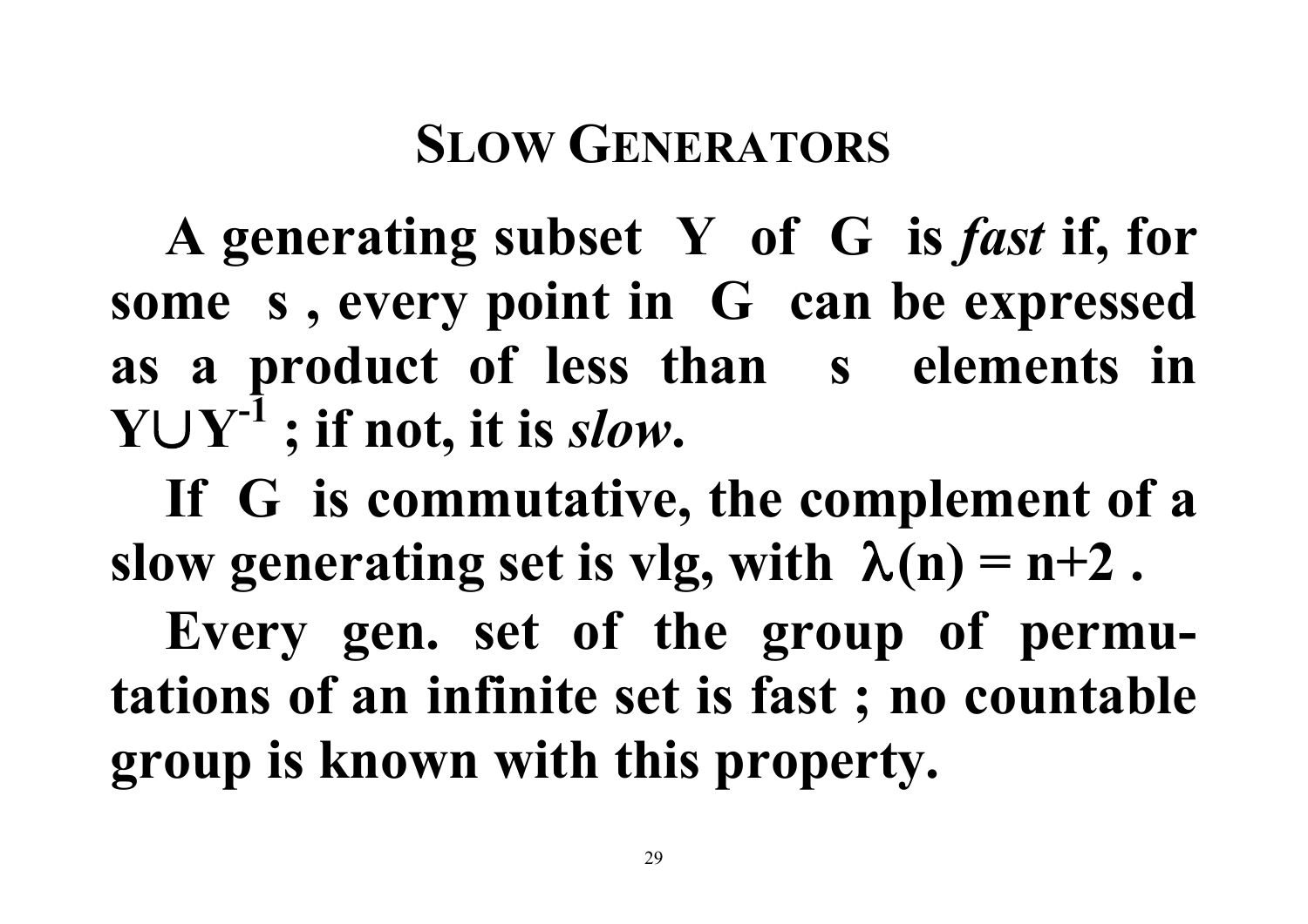## Slow Generators

**A generating subset $Y$ of $G$ is *fast* if, for some $s$, every point in $G$ can be expressed as a product of less than $s$ elements in $Y \cup Y^{-1}$ ; if not, it is *slow*.**

**If $G$ is commutative, the complement of a slow generating set is vlg, with $\lambda(n) = n+2$ .**

**Every gen. set of the group of permutations of an infinite set is fast ; no countable group is known with this property.**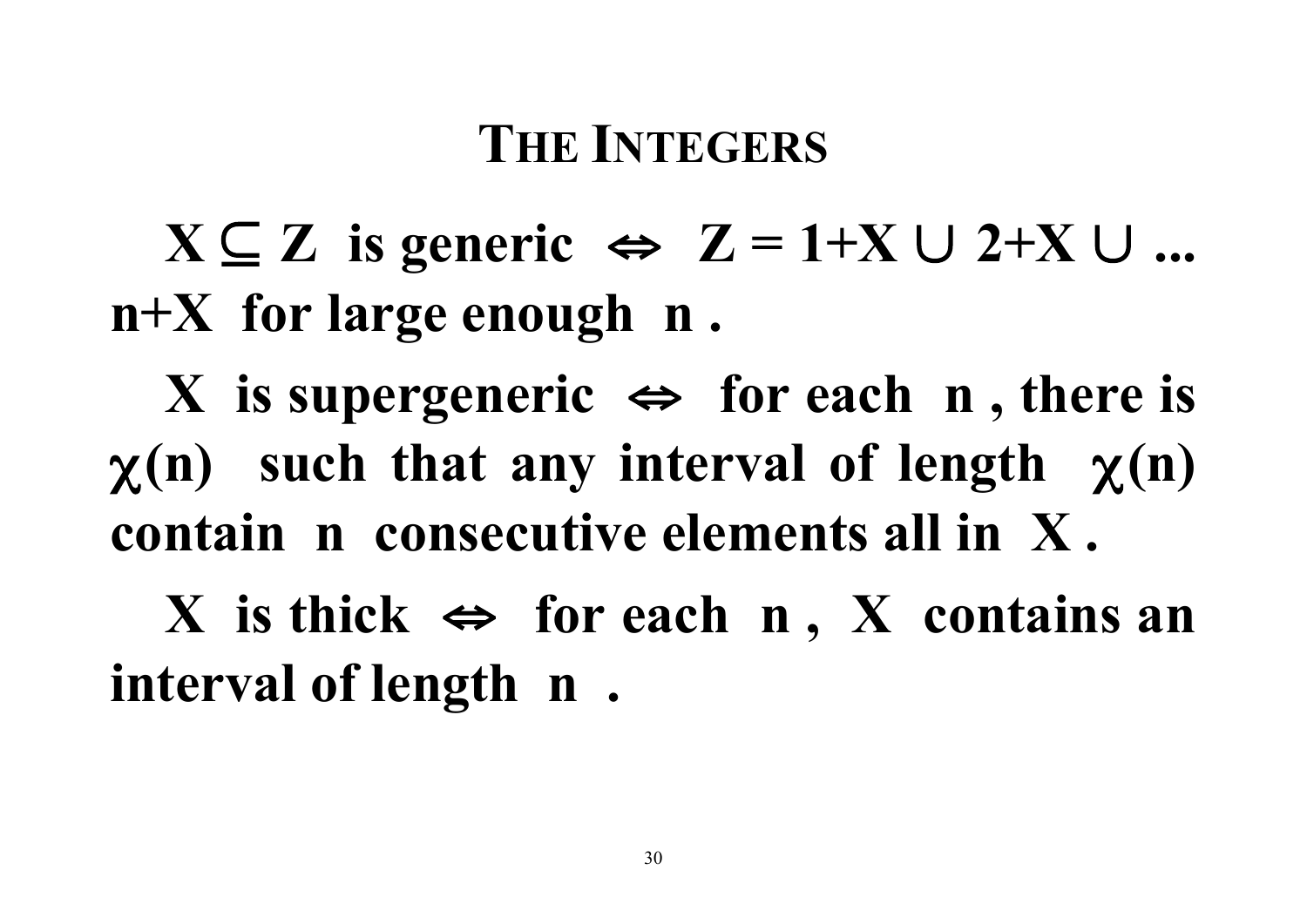# The Integers

**$X \subseteq Z$ is generic $\Leftrightarrow$ $Z = 1+X \cup 2+X \cup \ldots$ $n+X$ for large enough $n$.**

**$X$ is supergeneric $\Leftrightarrow$ for each $n$, there is $\chi(n)$ such that any interval of length $\chi(n)$ contain $n$ consecutive elements all in $X$.**

**$X$ is thick $\Leftrightarrow$ for each $n$, $X$ contains an interval of length $n$.**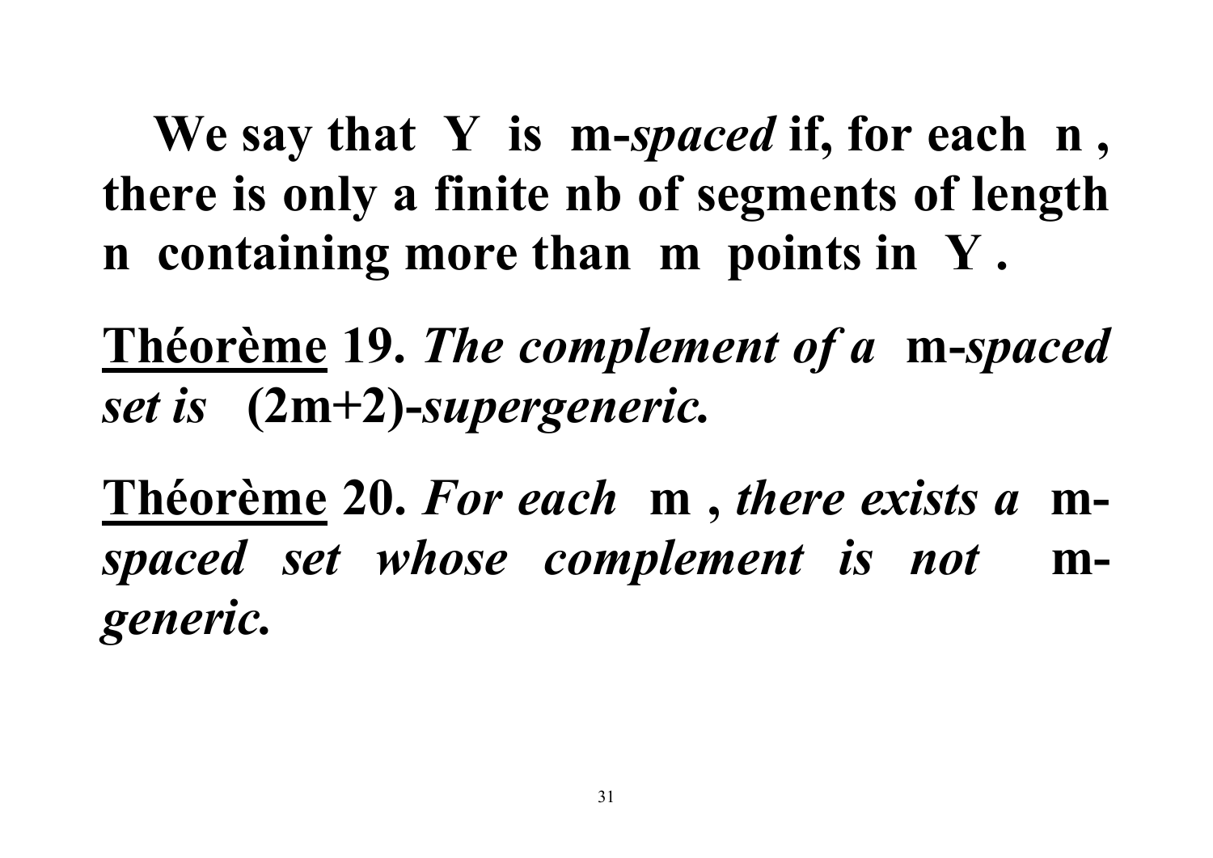**We say that $Y$ is $m$-*spaced* if, for each $n$, there is only a finite nb of segments of length $n$ containing more than $m$ points in $Y$.**

**<u>Théorème</u> 19.** ***The complement of a* $m$-*spaced set is* $(2m+2)$-*supergeneric.***

**<u>Théorème</u> 20.** ***For each* $m$, *there exists a* $m$-*spaced set whose complement is not* $m$-*generic.***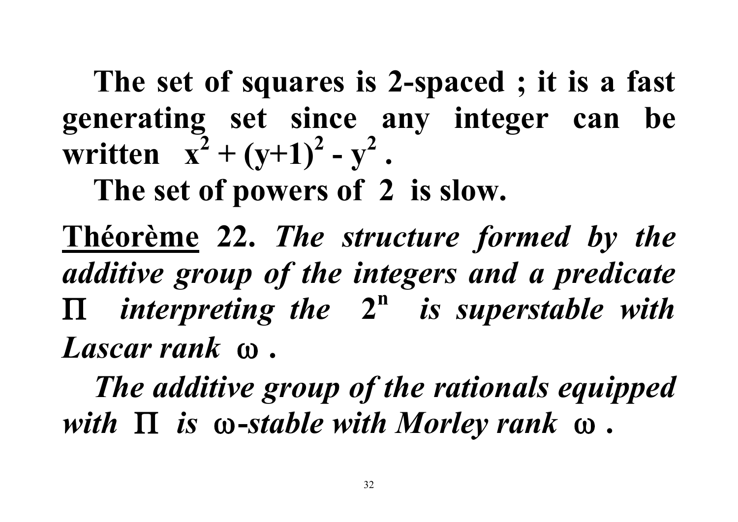**The set of squares is 2-spaced ; it is a fast generating set since any integer can be written $x^2 + (y+1)^2 - y^2$ .**

**The set of powers of 2 is slow.**

**<u>Théorème</u> 22.** ***The structure formed by the additive group of the integers and a predicate $\Pi$ interpreting the $2^n$ is superstable with Lascar rank $\omega$ .***

***The additive group of the rationals equipped with $\Pi$ is $\omega$-stable with Morley rank $\omega$ .***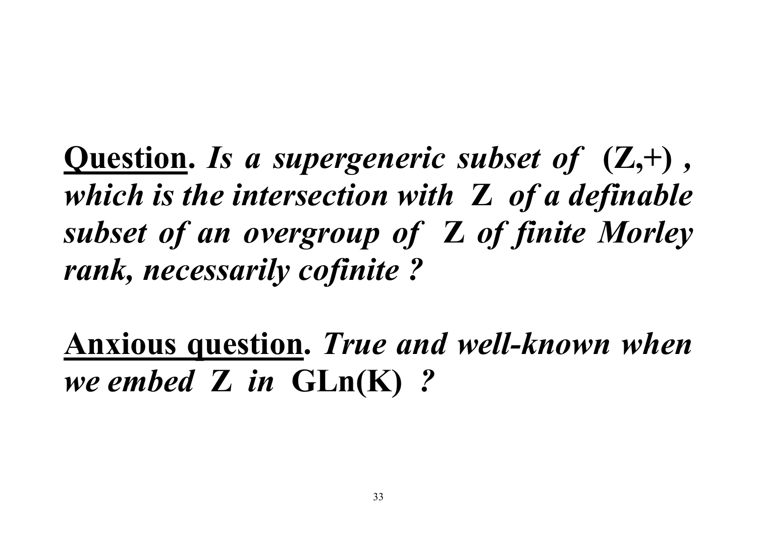**<u>Question</u>.** ***Is a supergeneric subset of* (Z,+) *, which is the intersection with* Z *of a definable subset of an overgroup of* Z *of finite Morley rank, necessarily cofinite ?***

**<u>Anxious question</u>.** ***True and well-known when we embed* Z *in* GLn(K) *?***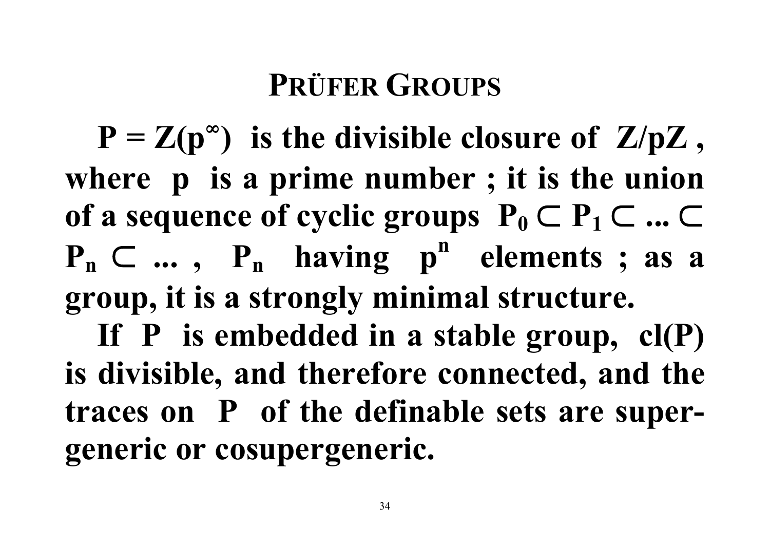# PRÜFER GROUPS

$P = Z(p^\infty)$ is the divisible closure of $Z/pZ$, where $p$ is a prime number ; it is the union of a sequence of cyclic groups $P_0 \subset P_1 \subset \ldots \subset P_n \subset \ldots$ , $P_n$ having $p^n$ elements ; as a group, it is a strongly minimal structure.

If $P$ is embedded in a stable group, $cl(P)$ is divisible, and therefore connected, and the traces on $P$ of the definable sets are supergeneric or cosupergeneric.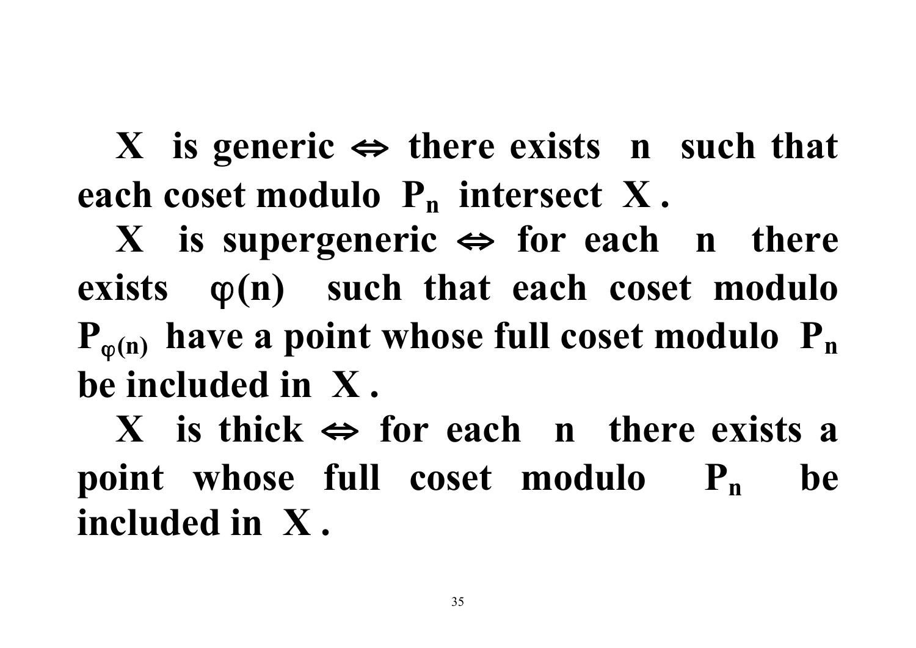**$X$ is generic $\Leftrightarrow$ there exists $n$ such that each coset modulo $P_n$ intersect $X$.**

**$X$ is supergeneric $\Leftrightarrow$ for each $n$ there exists $\varphi(n)$ such that each coset modulo $P_{\varphi(n)}$ have a point whose full coset modulo $P_n$ be included in $X$.**

**$X$ is thick $\Leftrightarrow$ for each $n$ there exists a point whose full coset modulo $P_n$ be included in $X$.**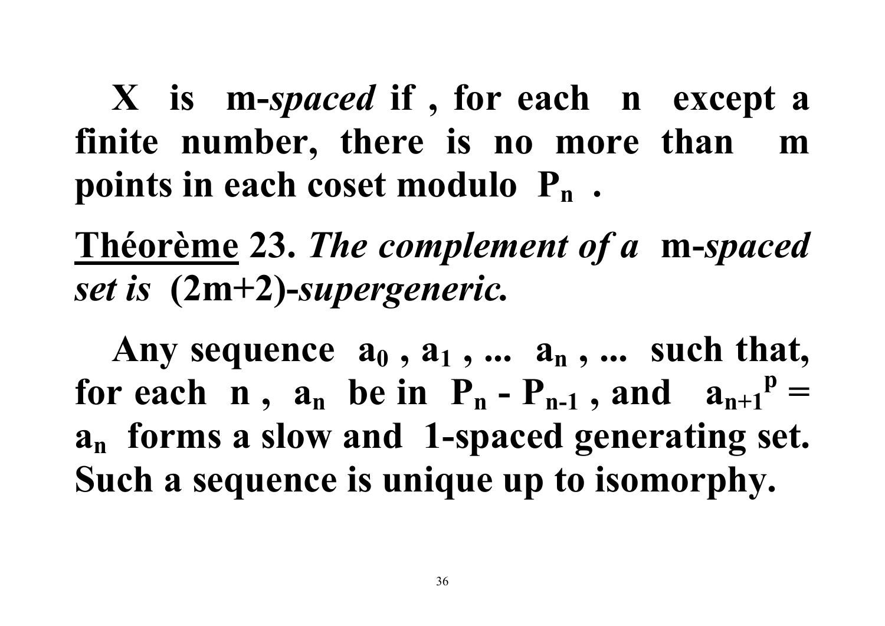**$X$ is $m$-*spaced* if , for each $n$ except a finite number, there is no more than $m$ points in each coset modulo $P_n$ .**

**<u>Théorème</u> 23.** ***The complement of a*** **$m$-*spaced set is*** **$(2m+2)$-*supergeneric.***

**Any sequence $a_0$ , $a_1$ , ... $a_n$ , ... such that, for each $n$ , $a_n$ be in $P_n$ - $P_{n-1}$ , and $a_{n+1}{}^p = a_n$ forms a slow and 1-spaced generating set. Such a sequence is unique up to isomorphy.**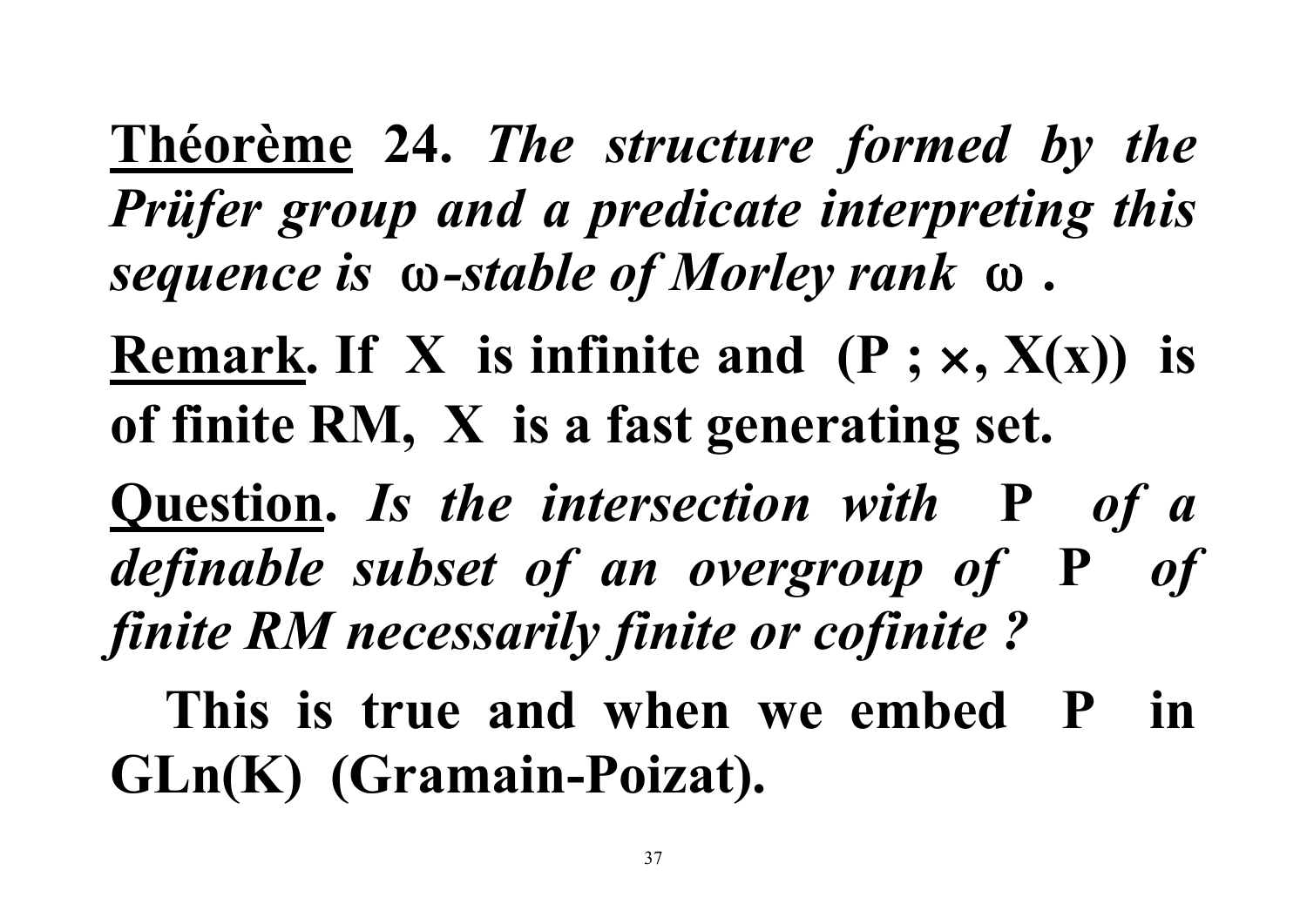**<u>Théorème</u> 24.** *The structure formed by the Prüfer group and a predicate interpreting this sequence is* $\omega$*-stable of Morley rank* $\omega$ *.*

**<u>Remark</u>. If $X$ is infinite and $(P\ ;\times, X(x))$ is of finite RM, $X$ is a fast generating set.**

**<u>Question</u>.** *Is the intersection with* **P** *of a definable subset of an overgroup of* **P** *of finite RM necessarily finite or cofinite ?*

**This is true and when we embed P in GLn(K) (Gramain-Poizat).**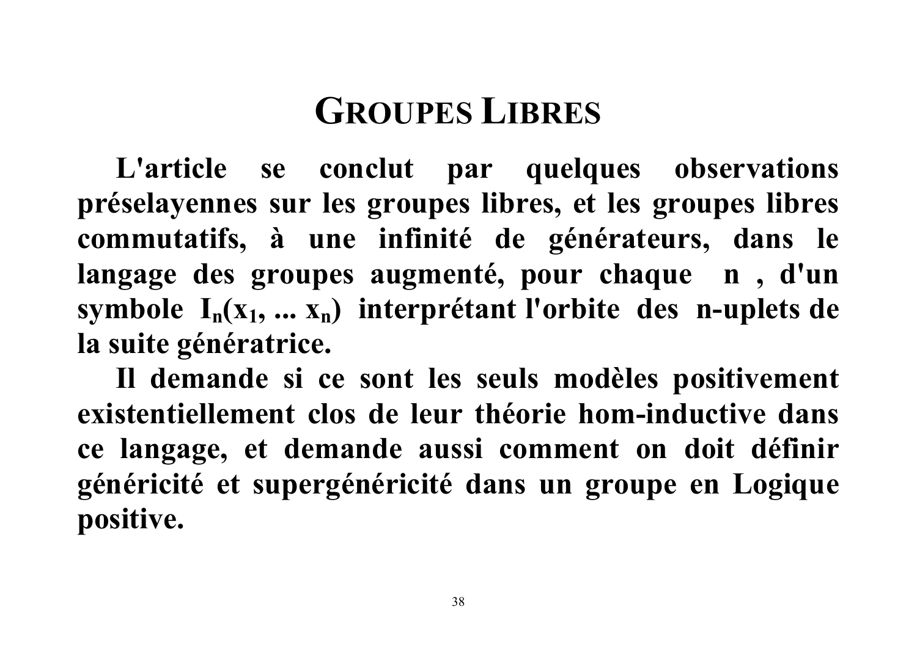# GROUPES LIBRES

**L'article se conclut par quelques observations préselayennes sur les groupes libres, et les groupes libres commutatifs, à une infinité de générateurs, dans le langage des groupes augmenté, pour chaque n , d'un symbole $I_n(x_1, ... x_n)$ interprétant l'orbite des n-uplets de la suite génératrice.**

**Il demande si ce sont les seuls modèles positivement existentiellement clos de leur théorie hom-inductive dans ce langage, et demande aussi comment on doit définir généricité et supergénéricité dans un groupe en Logique positive.**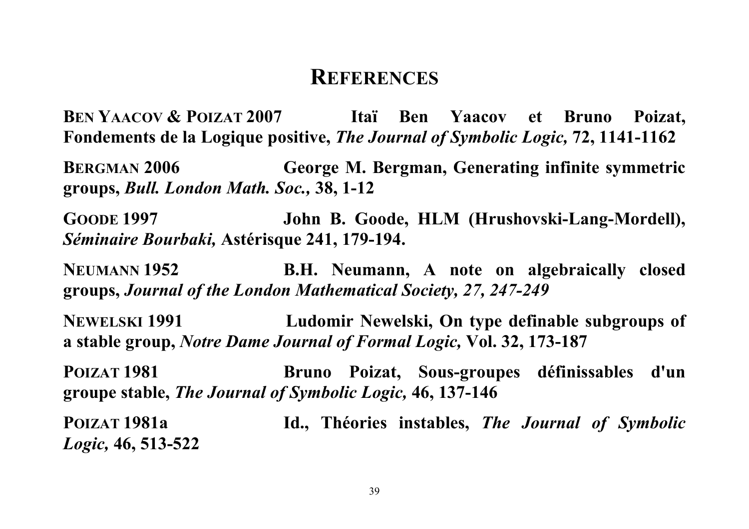# REFERENCES

**BEN YAACOV & POIZAT 2007** **Itaï Ben Yaacov et Bruno Poizat, Fondements de la Logique positive,** ***The Journal of Symbolic Logic,*** **72, 1141-1162**

**BERGMAN 2006** **George M. Bergman, Generating infinite symmetric groups,** ***Bull. London Math. Soc.,*** **38, 1-12**

**GOODE 1997** **John B. Goode, HLM (Hrushovski-Lang-Mordell),** ***Séminaire Bourbaki,*** **Astérisque 241, 179-194.**

**NEUMANN 1952** **B.H. Neumann, A note on algebraically closed groups,** ***Journal of the London Mathematical Society, 27, 247-249***

**NEWELSKI 1991** **Ludomir Newelski, On type definable subgroups of a stable group,** ***Notre Dame Journal of Formal Logic,*** **Vol. 32, 173-187**

**POIZAT 1981** **Bruno Poizat, Sous-groupes définissables d'un groupe stable,** ***The Journal of Symbolic Logic,*** **46, 137-146**

**POIZAT 1981a** **Id., Théories instables,** ***The Journal of Symbolic Logic,*** **46, 513-522**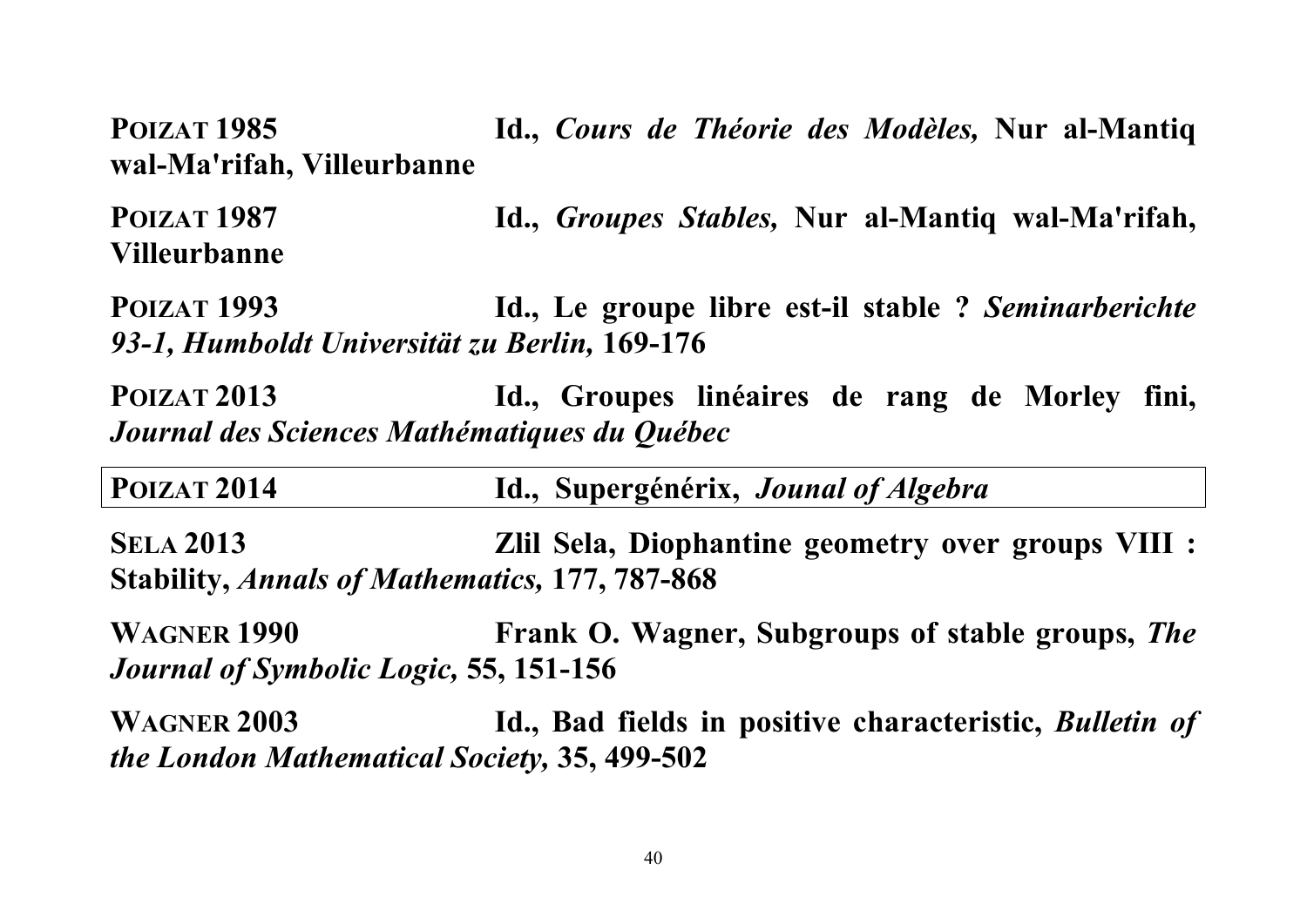**POIZAT 1985** Id., *Cours de Théorie des Modèles,* Nur al-Mantiq wal-Ma'rifah, Villeurbanne

**POIZAT 1987** Id., *Groupes Stables,* Nur al-Mantiq wal-Ma'rifah, Villeurbanne

**POIZAT 1993** Id., Le groupe libre est-il stable ? *Seminarberichte 93-1, Humboldt Universität zu Berlin,* 169-176

**POIZAT 2013** Id., Groupes linéaires de rang de Morley fini, *Journal des Sciences Mathématiques du Québec*

**POIZAT 2014** Id., Supergénérix, *Jounal of Algebra*

**SELA 2013** Zlil Sela, Diophantine geometry over groups VIII : Stability, *Annals of Mathematics,* 177, 787-868

**WAGNER 1990** Frank O. Wagner, Subgroups of stable groups, *The Journal of Symbolic Logic,* 55, 151-156

**WAGNER 2003** Id., Bad fields in positive characteristic, *Bulletin of the London Mathematical Society,* 35, 499-502